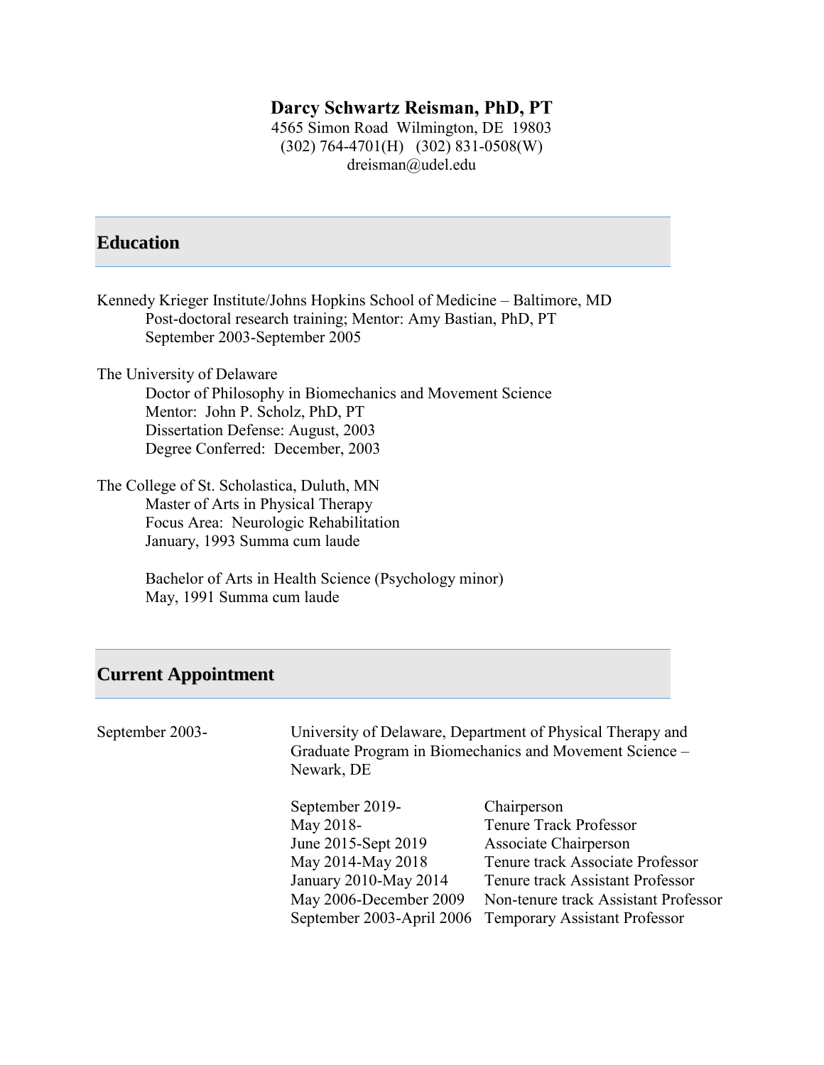# Darcy Schwartz Reisman, PhD, PT

4565 Simon Road Wilmington, DE 19803
(302) 764-4701(H) (302) 831-0508(W)
dreisman@udel.edu

## Education

Kennedy Krieger Institute/Johns Hopkins School of Medicine – Baltimore, MD
Post-doctoral research training; Mentor: Amy Bastian, PhD, PT
September 2003-September 2005

The University of Delaware
Doctor of Philosophy in Biomechanics and Movement Science
Mentor: John P. Scholz, PhD, PT
Dissertation Defense: August, 2003
Degree Conferred: December, 2003

The College of St. Scholastica, Duluth, MN
Master of Arts in Physical Therapy
Focus Area: Neurologic Rehabilitation
January, 1993 Summa cum laude

Bachelor of Arts in Health Science (Psychology minor)
May, 1991 Summa cum laude

## Current Appointment

September 2003- University of Delaware, Department of Physical Therapy and Graduate Program in Biomechanics and Movement Science – Newark, DE

| | |
|---|---|
| September 2019- | Chairperson |
| May 2018- | Tenure Track Professor |
| June 2015-Sept 2019 | Associate Chairperson |
| May 2014-May 2018 | Tenure track Associate Professor |
| January 2010-May 2014 | Tenure track Assistant Professor |
| May 2006-December 2009 | Non-tenure track Assistant Professor |
| September 2003-April 2006 | Temporary Assistant Professor |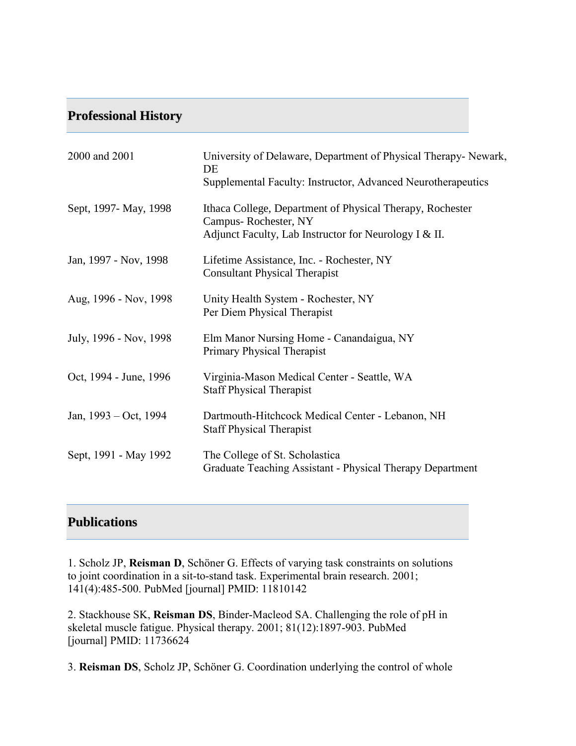## Professional History

| | |
|---|---|
| 2000 and 2001 | University of Delaware, Department of Physical Therapy- Newark, DE<br>Supplemental Faculty: Instructor, Advanced Neurotherapeutics |
| Sept, 1997- May, 1998 | Ithaca College, Department of Physical Therapy, Rochester Campus- Rochester, NY<br>Adjunct Faculty, Lab Instructor for Neurology I & II. |
| Jan, 1997 - Nov, 1998 | Lifetime Assistance, Inc. - Rochester, NY<br>Consultant Physical Therapist |
| Aug, 1996 - Nov, 1998 | Unity Health System - Rochester, NY<br>Per Diem Physical Therapist |
| July, 1996 - Nov, 1998 | Elm Manor Nursing Home - Canandaigua, NY<br>Primary Physical Therapist |
| Oct, 1994 - June, 1996 | Virginia-Mason Medical Center - Seattle, WA<br>Staff Physical Therapist |
| Jan, 1993 – Oct, 1994 | Dartmouth-Hitchcock Medical Center - Lebanon, NH<br>Staff Physical Therapist |
| Sept, 1991 - May 1992 | The College of St. Scholastica<br>Graduate Teaching Assistant - Physical Therapy Department |

## Publications

1. Scholz JP, **Reisman D**, Schöner G. Effects of varying task constraints on solutions to joint coordination in a sit-to-stand task. Experimental brain research. 2001; 141(4):485-500. PubMed [journal] PMID: 11810142

2. Stackhouse SK, **Reisman DS**, Binder-Macleod SA. Challenging the role of pH in skeletal muscle fatigue. Physical therapy. 2001; 81(12):1897-903. PubMed [journal] PMID: 11736624

3. **Reisman DS**, Scholz JP, Schöner G. Coordination underlying the control of whole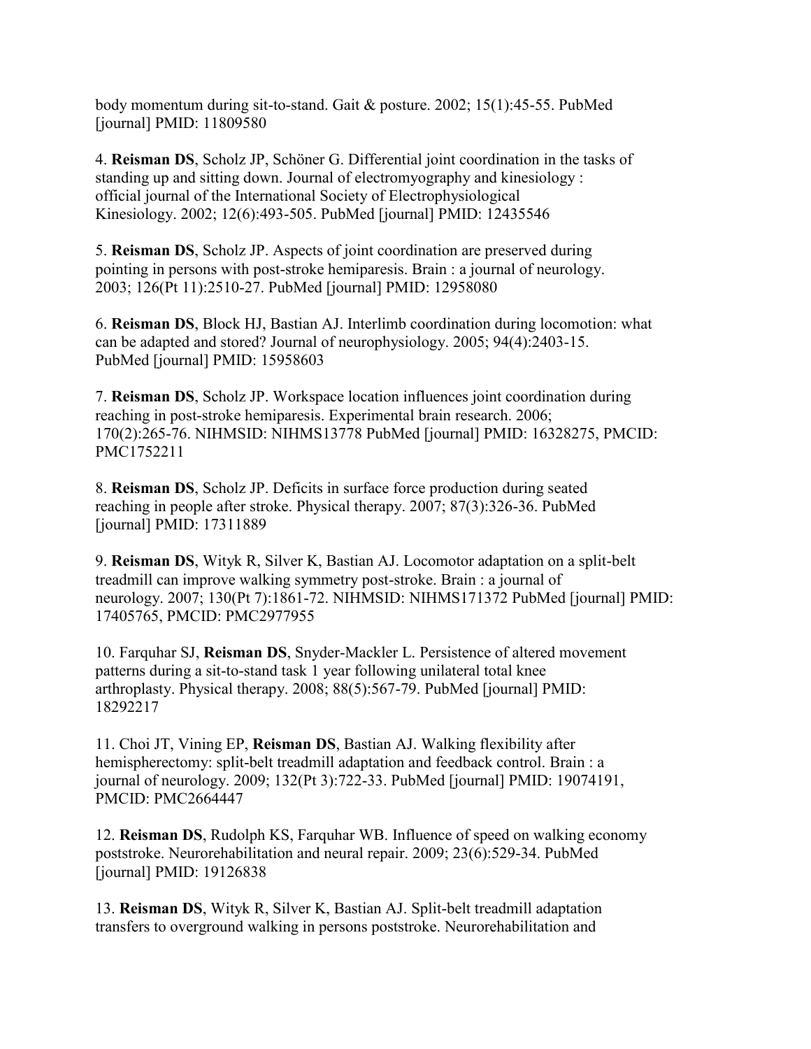body momentum during sit-to-stand. Gait & posture. 2002; 15(1):45-55. PubMed [journal] PMID: 11809580

4. **Reisman DS**, Scholz JP, Schöner G. Differential joint coordination in the tasks of standing up and sitting down. Journal of electromyography and kinesiology : official journal of the International Society of Electrophysiological Kinesiology. 2002; 12(6):493-505. PubMed [journal] PMID: 12435546

5. **Reisman DS**, Scholz JP. Aspects of joint coordination are preserved during pointing in persons with post-stroke hemiparesis. Brain : a journal of neurology. 2003; 126(Pt 11):2510-27. PubMed [journal] PMID: 12958080

6. **Reisman DS**, Block HJ, Bastian AJ. Interlimb coordination during locomotion: what can be adapted and stored? Journal of neurophysiology. 2005; 94(4):2403-15. PubMed [journal] PMID: 15958603

7. **Reisman DS**, Scholz JP. Workspace location influences joint coordination during reaching in post-stroke hemiparesis. Experimental brain research. 2006; 170(2):265-76. NIHMSID: NIHMS13778 PubMed [journal] PMID: 16328275, PMCID: PMC1752211

8. **Reisman DS**, Scholz JP. Deficits in surface force production during seated reaching in people after stroke. Physical therapy. 2007; 87(3):326-36. PubMed [journal] PMID: 17311889

9. **Reisman DS**, Wityk R, Silver K, Bastian AJ. Locomotor adaptation on a split-belt treadmill can improve walking symmetry post-stroke. Brain : a journal of neurology. 2007; 130(Pt 7):1861-72. NIHMSID: NIHMS171372 PubMed [journal] PMID: 17405765, PMCID: PMC2977955

10. Farquhar SJ, **Reisman DS**, Snyder-Mackler L. Persistence of altered movement patterns during a sit-to-stand task 1 year following unilateral total knee arthroplasty. Physical therapy. 2008; 88(5):567-79. PubMed [journal] PMID: 18292217

11. Choi JT, Vining EP, **Reisman DS**, Bastian AJ. Walking flexibility after hemispherectomy: split-belt treadmill adaptation and feedback control. Brain : a journal of neurology. 2009; 132(Pt 3):722-33. PubMed [journal] PMID: 19074191, PMCID: PMC2664447

12. **Reisman DS**, Rudolph KS, Farquhar WB. Influence of speed on walking economy poststroke. Neurorehabilitation and neural repair. 2009; 23(6):529-34. PubMed [journal] PMID: 19126838

13. **Reisman DS**, Wityk R, Silver K, Bastian AJ. Split-belt treadmill adaptation transfers to overground walking in persons poststroke. Neurorehabilitation and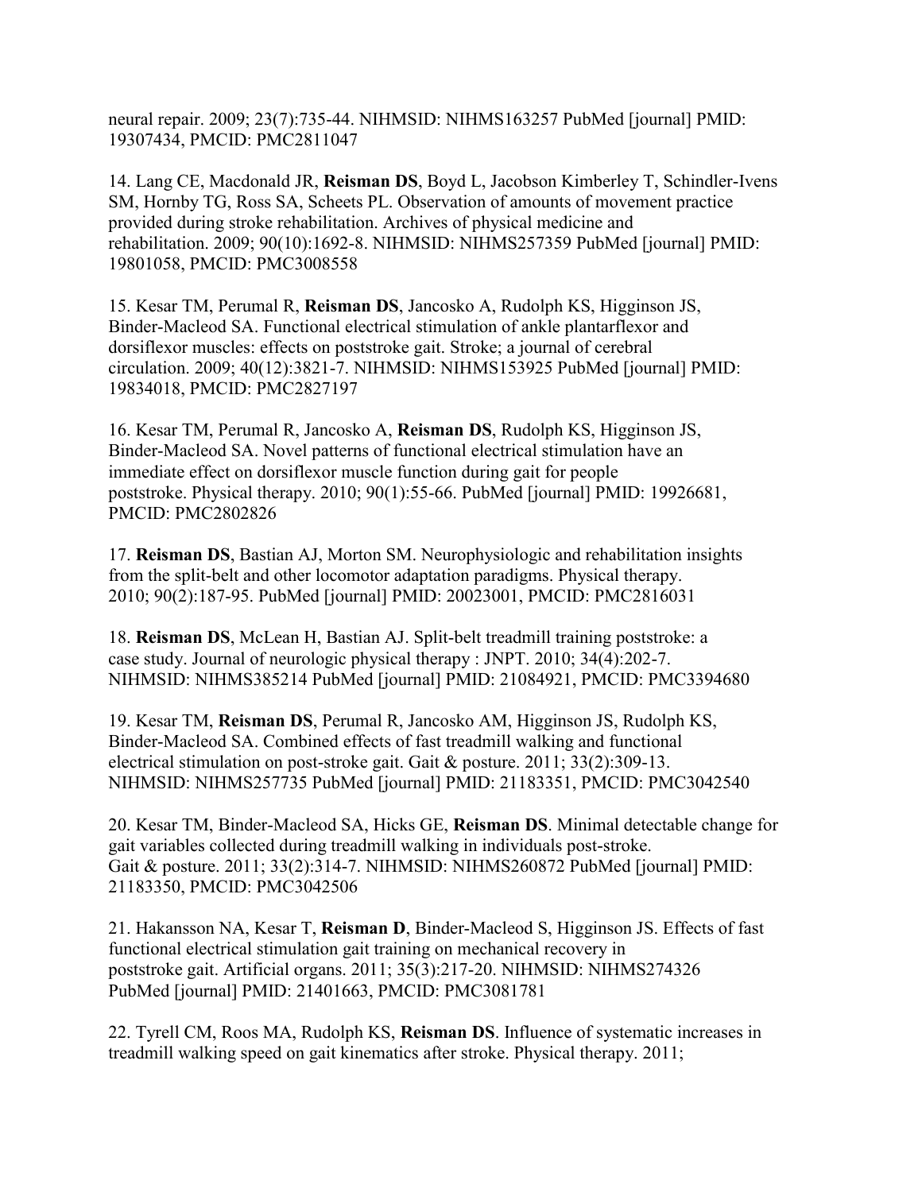neural repair. 2009; 23(7):735-44. NIHMSID: NIHMS163257 PubMed [journal] PMID: 19307434, PMCID: PMC2811047

14. Lang CE, Macdonald JR, **Reisman DS**, Boyd L, Jacobson Kimberley T, Schindler-Ivens SM, Hornby TG, Ross SA, Scheets PL. Observation of amounts of movement practice provided during stroke rehabilitation. Archives of physical medicine and rehabilitation. 2009; 90(10):1692-8. NIHMSID: NIHMS257359 PubMed [journal] PMID: 19801058, PMCID: PMC3008558

15. Kesar TM, Perumal R, **Reisman DS**, Jancosko A, Rudolph KS, Higginson JS, Binder-Macleod SA. Functional electrical stimulation of ankle plantarflexor and dorsiflexor muscles: effects on poststroke gait. Stroke; a journal of cerebral circulation. 2009; 40(12):3821-7. NIHMSID: NIHMS153925 PubMed [journal] PMID: 19834018, PMCID: PMC2827197

16. Kesar TM, Perumal R, Jancosko A, **Reisman DS**, Rudolph KS, Higginson JS, Binder-Macleod SA. Novel patterns of functional electrical stimulation have an immediate effect on dorsiflexor muscle function during gait for people poststroke. Physical therapy. 2010; 90(1):55-66. PubMed [journal] PMID: 19926681, PMCID: PMC2802826

17. **Reisman DS**, Bastian AJ, Morton SM. Neurophysiologic and rehabilitation insights from the split-belt and other locomotor adaptation paradigms. Physical therapy. 2010; 90(2):187-95. PubMed [journal] PMID: 20023001, PMCID: PMC2816031

18. **Reisman DS**, McLean H, Bastian AJ. Split-belt treadmill training poststroke: a case study. Journal of neurologic physical therapy : JNPT. 2010; 34(4):202-7. NIHMSID: NIHMS385214 PubMed [journal] PMID: 21084921, PMCID: PMC3394680

19. Kesar TM, **Reisman DS**, Perumal R, Jancosko AM, Higginson JS, Rudolph KS, Binder-Macleod SA. Combined effects of fast treadmill walking and functional electrical stimulation on post-stroke gait. Gait & posture. 2011; 33(2):309-13. NIHMSID: NIHMS257735 PubMed [journal] PMID: 21183351, PMCID: PMC3042540

20. Kesar TM, Binder-Macleod SA, Hicks GE, **Reisman DS**. Minimal detectable change for gait variables collected during treadmill walking in individuals post-stroke. Gait & posture. 2011; 33(2):314-7. NIHMSID: NIHMS260872 PubMed [journal] PMID: 21183350, PMCID: PMC3042506

21. Hakansson NA, Kesar T, **Reisman D**, Binder-Macleod S, Higginson JS. Effects of fast functional electrical stimulation gait training on mechanical recovery in poststroke gait. Artificial organs. 2011; 35(3):217-20. NIHMSID: NIHMS274326 PubMed [journal] PMID: 21401663, PMCID: PMC3081781

22. Tyrell CM, Roos MA, Rudolph KS, **Reisman DS**. Influence of systematic increases in treadmill walking speed on gait kinematics after stroke. Physical therapy. 2011;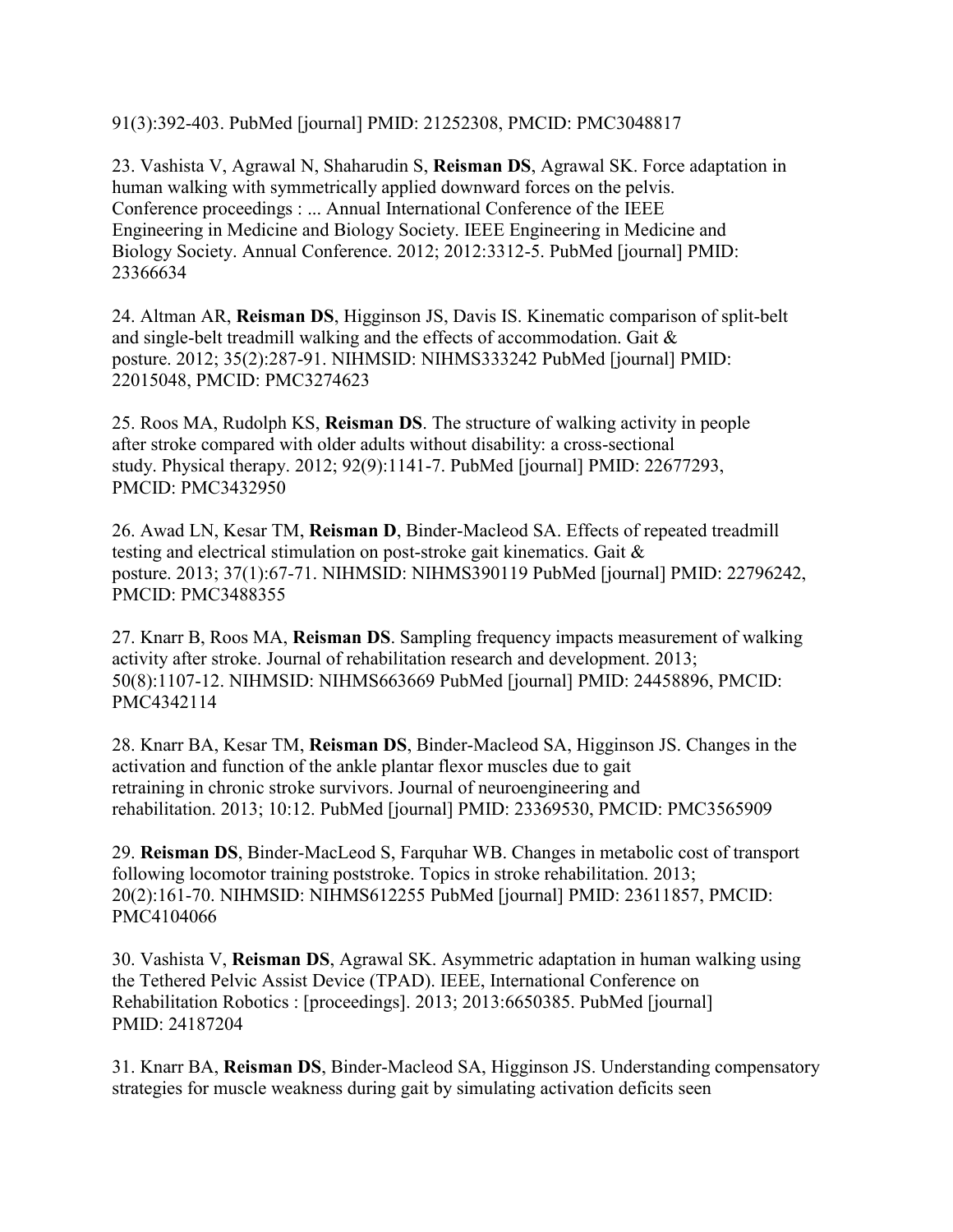91(3):392-403. PubMed [journal] PMID: 21252308, PMCID: PMC3048817

23. Vashista V, Agrawal N, Shaharudin S, **Reisman DS**, Agrawal SK. Force adaptation in human walking with symmetrically applied downward forces on the pelvis. Conference proceedings : ... Annual International Conference of the IEEE Engineering in Medicine and Biology Society. IEEE Engineering in Medicine and Biology Society. Annual Conference. 2012; 2012:3312-5. PubMed [journal] PMID: 23366634

24. Altman AR, **Reisman DS**, Higginson JS, Davis IS. Kinematic comparison of split-belt and single-belt treadmill walking and the effects of accommodation. Gait & posture. 2012; 35(2):287-91. NIHMSID: NIHMS333242 PubMed [journal] PMID: 22015048, PMCID: PMC3274623

25. Roos MA, Rudolph KS, **Reisman DS**. The structure of walking activity in people after stroke compared with older adults without disability: a cross-sectional study. Physical therapy. 2012; 92(9):1141-7. PubMed [journal] PMID: 22677293, PMCID: PMC3432950

26. Awad LN, Kesar TM, **Reisman D**, Binder-Macleod SA. Effects of repeated treadmill testing and electrical stimulation on post-stroke gait kinematics. Gait & posture. 2013; 37(1):67-71. NIHMSID: NIHMS390119 PubMed [journal] PMID: 22796242, PMCID: PMC3488355

27. Knarr B, Roos MA, **Reisman DS**. Sampling frequency impacts measurement of walking activity after stroke. Journal of rehabilitation research and development. 2013; 50(8):1107-12. NIHMSID: NIHMS663669 PubMed [journal] PMID: 24458896, PMCID: PMC4342114

28. Knarr BA, Kesar TM, **Reisman DS**, Binder-Macleod SA, Higginson JS. Changes in the activation and function of the ankle plantar flexor muscles due to gait retraining in chronic stroke survivors. Journal of neuroengineering and rehabilitation. 2013; 10:12. PubMed [journal] PMID: 23369530, PMCID: PMC3565909

29. **Reisman DS**, Binder-MacLeod S, Farquhar WB. Changes in metabolic cost of transport following locomotor training poststroke. Topics in stroke rehabilitation. 2013; 20(2):161-70. NIHMSID: NIHMS612255 PubMed [journal] PMID: 23611857, PMCID: PMC4104066

30. Vashista V, **Reisman DS**, Agrawal SK. Asymmetric adaptation in human walking using the Tethered Pelvic Assist Device (TPAD). IEEE, International Conference on Rehabilitation Robotics : [proceedings]. 2013; 2013:6650385. PubMed [journal] PMID: 24187204

31. Knarr BA, **Reisman DS**, Binder-Macleod SA, Higginson JS. Understanding compensatory strategies for muscle weakness during gait by simulating activation deficits seen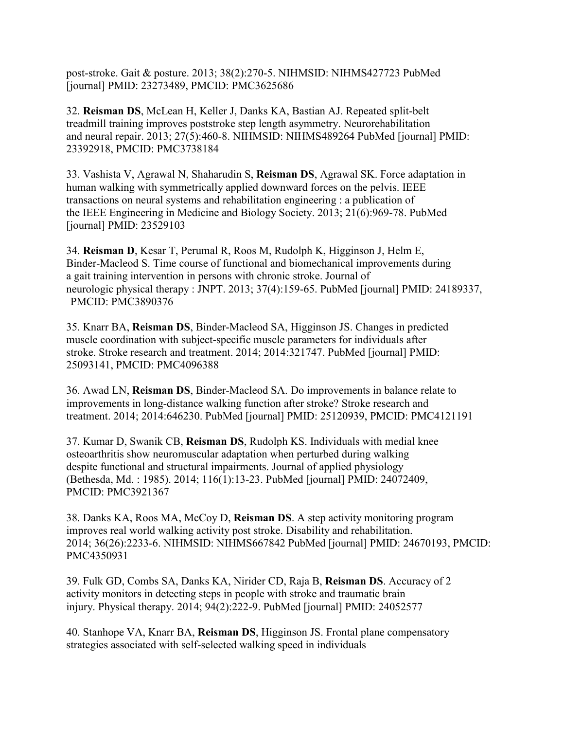post-stroke. Gait & posture. 2013; 38(2):270-5. NIHMSID: NIHMS427723 PubMed [journal] PMID: 23273489, PMCID: PMC3625686

32. **Reisman DS**, McLean H, Keller J, Danks KA, Bastian AJ. Repeated split-belt treadmill training improves poststroke step length asymmetry. Neurorehabilitation and neural repair. 2013; 27(5):460-8. NIHMSID: NIHMS489264 PubMed [journal] PMID: 23392918, PMCID: PMC3738184

33. Vashista V, Agrawal N, Shaharudin S, **Reisman DS**, Agrawal SK. Force adaptation in human walking with symmetrically applied downward forces on the pelvis. IEEE transactions on neural systems and rehabilitation engineering : a publication of the IEEE Engineering in Medicine and Biology Society. 2013; 21(6):969-78. PubMed [journal] PMID: 23529103

34. **Reisman D**, Kesar T, Perumal R, Roos M, Rudolph K, Higginson J, Helm E, Binder-Macleod S. Time course of functional and biomechanical improvements during a gait training intervention in persons with chronic stroke. Journal of neurologic physical therapy : JNPT. 2013; 37(4):159-65. PubMed [journal] PMID: 24189337, PMCID: PMC3890376

35. Knarr BA, **Reisman DS**, Binder-Macleod SA, Higginson JS. Changes in predicted muscle coordination with subject-specific muscle parameters for individuals after stroke. Stroke research and treatment. 2014; 2014:321747. PubMed [journal] PMID: 25093141, PMCID: PMC4096388

36. Awad LN, **Reisman DS**, Binder-Macleod SA. Do improvements in balance relate to improvements in long-distance walking function after stroke? Stroke research and treatment. 2014; 2014:646230. PubMed [journal] PMID: 25120939, PMCID: PMC4121191

37. Kumar D, Swanik CB, **Reisman DS**, Rudolph KS. Individuals with medial knee osteoarthritis show neuromuscular adaptation when perturbed during walking despite functional and structural impairments. Journal of applied physiology (Bethesda, Md. : 1985). 2014; 116(1):13-23. PubMed [journal] PMID: 24072409, PMCID: PMC3921367

38. Danks KA, Roos MA, McCoy D, **Reisman DS**. A step activity monitoring program improves real world walking activity post stroke. Disability and rehabilitation. 2014; 36(26):2233-6. NIHMSID: NIHMS667842 PubMed [journal] PMID: 24670193, PMCID: PMC4350931

39. Fulk GD, Combs SA, Danks KA, Nirider CD, Raja B, **Reisman DS**. Accuracy of 2 activity monitors in detecting steps in people with stroke and traumatic brain injury. Physical therapy. 2014; 94(2):222-9. PubMed [journal] PMID: 24052577

40. Stanhope VA, Knarr BA, **Reisman DS**, Higginson JS. Frontal plane compensatory strategies associated with self-selected walking speed in individuals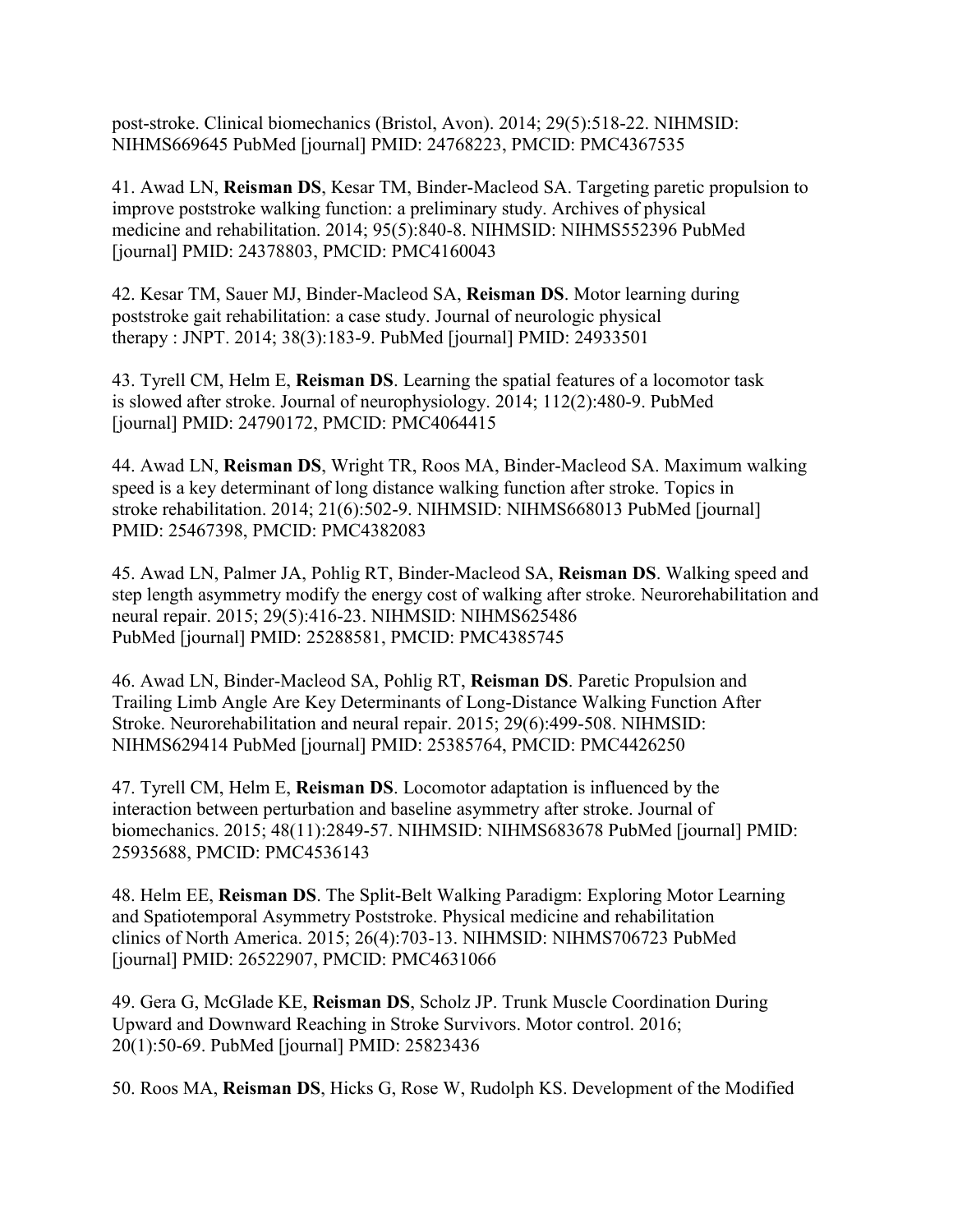post-stroke. Clinical biomechanics (Bristol, Avon). 2014; 29(5):518-22. NIHMSID: NIHMS669645 PubMed [journal] PMID: 24768223, PMCID: PMC4367535

41. Awad LN, **Reisman DS**, Kesar TM, Binder-Macleod SA. Targeting paretic propulsion to improve poststroke walking function: a preliminary study. Archives of physical medicine and rehabilitation. 2014; 95(5):840-8. NIHMSID: NIHMS552396 PubMed [journal] PMID: 24378803, PMCID: PMC4160043

42. Kesar TM, Sauer MJ, Binder-Macleod SA, **Reisman DS**. Motor learning during poststroke gait rehabilitation: a case study. Journal of neurologic physical therapy : JNPT. 2014; 38(3):183-9. PubMed [journal] PMID: 24933501

43. Tyrell CM, Helm E, **Reisman DS**. Learning the spatial features of a locomotor task is slowed after stroke. Journal of neurophysiology. 2014; 112(2):480-9. PubMed [journal] PMID: 24790172, PMCID: PMC4064415

44. Awad LN, **Reisman DS**, Wright TR, Roos MA, Binder-Macleod SA. Maximum walking speed is a key determinant of long distance walking function after stroke. Topics in stroke rehabilitation. 2014; 21(6):502-9. NIHMSID: NIHMS668013 PubMed [journal] PMID: 25467398, PMCID: PMC4382083

45. Awad LN, Palmer JA, Pohlig RT, Binder-Macleod SA, **Reisman DS**. Walking speed and step length asymmetry modify the energy cost of walking after stroke. Neurorehabilitation and neural repair. 2015; 29(5):416-23. NIHMSID: NIHMS625486 PubMed [journal] PMID: 25288581, PMCID: PMC4385745

46. Awad LN, Binder-Macleod SA, Pohlig RT, **Reisman DS**. Paretic Propulsion and Trailing Limb Angle Are Key Determinants of Long-Distance Walking Function After Stroke. Neurorehabilitation and neural repair. 2015; 29(6):499-508. NIHMSID: NIHMS629414 PubMed [journal] PMID: 25385764, PMCID: PMC4426250

47. Tyrell CM, Helm E, **Reisman DS**. Locomotor adaptation is influenced by the interaction between perturbation and baseline asymmetry after stroke. Journal of biomechanics. 2015; 48(11):2849-57. NIHMSID: NIHMS683678 PubMed [journal] PMID: 25935688, PMCID: PMC4536143

48. Helm EE, **Reisman DS**. The Split-Belt Walking Paradigm: Exploring Motor Learning and Spatiotemporal Asymmetry Poststroke. Physical medicine and rehabilitation clinics of North America. 2015; 26(4):703-13. NIHMSID: NIHMS706723 PubMed [journal] PMID: 26522907, PMCID: PMC4631066

49. Gera G, McGlade KE, **Reisman DS**, Scholz JP. Trunk Muscle Coordination During Upward and Downward Reaching in Stroke Survivors. Motor control. 2016; 20(1):50-69. PubMed [journal] PMID: 25823436

50. Roos MA, **Reisman DS**, Hicks G, Rose W, Rudolph KS. Development of the Modified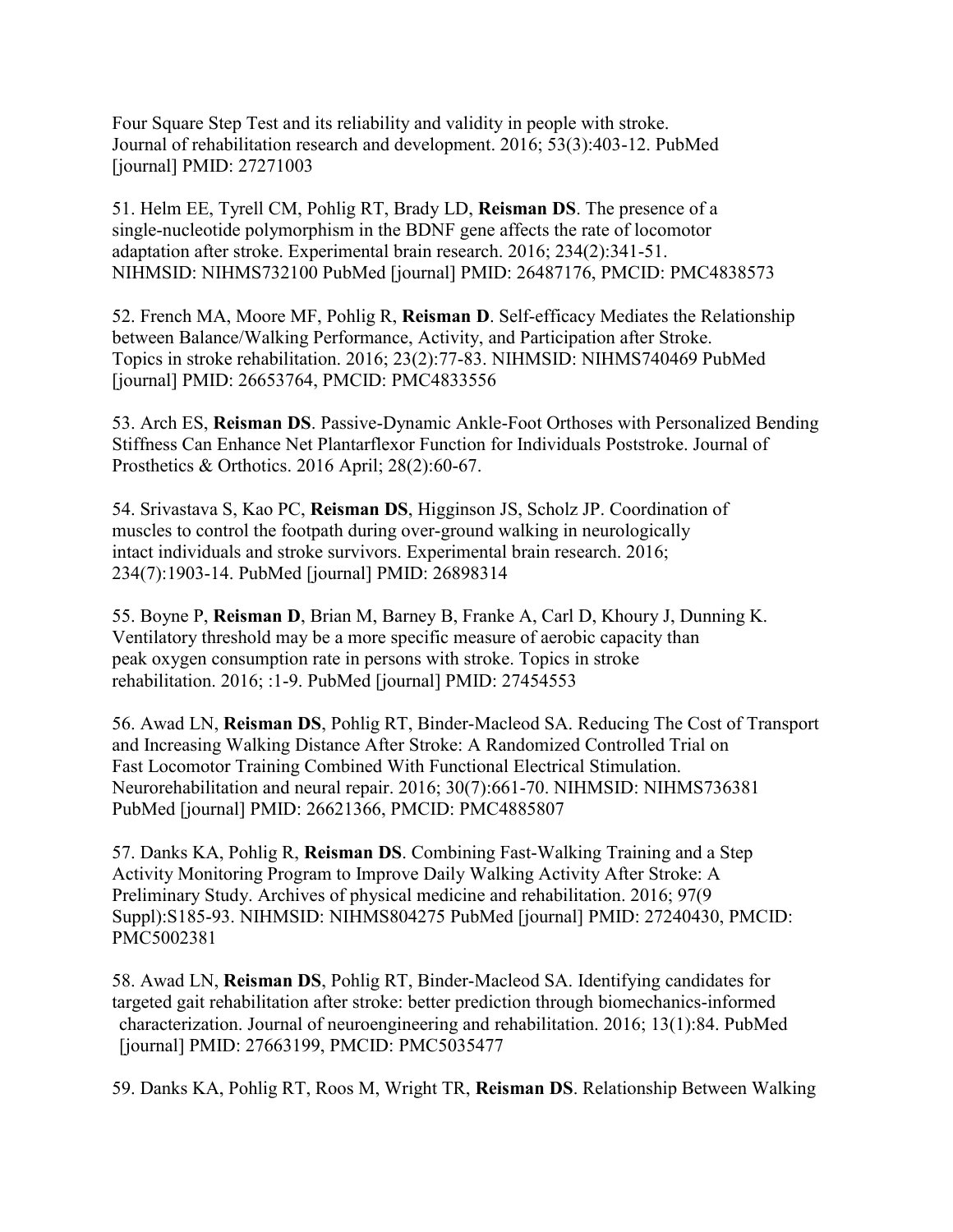Four Square Step Test and its reliability and validity in people with stroke. Journal of rehabilitation research and development. 2016; 53(3):403-12. PubMed [journal] PMID: 27271003

51. Helm EE, Tyrell CM, Pohlig RT, Brady LD, **Reisman DS**. The presence of a single-nucleotide polymorphism in the BDNF gene affects the rate of locomotor adaptation after stroke. Experimental brain research. 2016; 234(2):341-51. NIHMSID: NIHMS732100 PubMed [journal] PMID: 26487176, PMCID: PMC4838573

52. French MA, Moore MF, Pohlig R, **Reisman D**. Self-efficacy Mediates the Relationship between Balance/Walking Performance, Activity, and Participation after Stroke. Topics in stroke rehabilitation. 2016; 23(2):77-83. NIHMSID: NIHMS740469 PubMed [journal] PMID: 26653764, PMCID: PMC4833556

53. Arch ES, **Reisman DS**. Passive-Dynamic Ankle-Foot Orthoses with Personalized Bending Stiffness Can Enhance Net Plantarflexor Function for Individuals Poststroke. Journal of Prosthetics & Orthotics. 2016 April; 28(2):60-67.

54. Srivastava S, Kao PC, **Reisman DS**, Higginson JS, Scholz JP. Coordination of muscles to control the footpath during over-ground walking in neurologically intact individuals and stroke survivors. Experimental brain research. 2016; 234(7):1903-14. PubMed [journal] PMID: 26898314

55. Boyne P, **Reisman D**, Brian M, Barney B, Franke A, Carl D, Khoury J, Dunning K. Ventilatory threshold may be a more specific measure of aerobic capacity than peak oxygen consumption rate in persons with stroke. Topics in stroke rehabilitation. 2016; :1-9. PubMed [journal] PMID: 27454553

56. Awad LN, **Reisman DS**, Pohlig RT, Binder-Macleod SA. Reducing The Cost of Transport and Increasing Walking Distance After Stroke: A Randomized Controlled Trial on Fast Locomotor Training Combined With Functional Electrical Stimulation. Neurorehabilitation and neural repair. 2016; 30(7):661-70. NIHMSID: NIHMS736381 PubMed [journal] PMID: 26621366, PMCID: PMC4885807

57. Danks KA, Pohlig R, **Reisman DS**. Combining Fast-Walking Training and a Step Activity Monitoring Program to Improve Daily Walking Activity After Stroke: A Preliminary Study. Archives of physical medicine and rehabilitation. 2016; 97(9 Suppl):S185-93. NIHMSID: NIHMS804275 PubMed [journal] PMID: 27240430, PMCID: PMC5002381

58. Awad LN, **Reisman DS**, Pohlig RT, Binder-Macleod SA. Identifying candidates for targeted gait rehabilitation after stroke: better prediction through biomechanics-informed characterization. Journal of neuroengineering and rehabilitation. 2016; 13(1):84. PubMed [journal] PMID: 27663199, PMCID: PMC5035477

59. Danks KA, Pohlig RT, Roos M, Wright TR, **Reisman DS**. Relationship Between Walking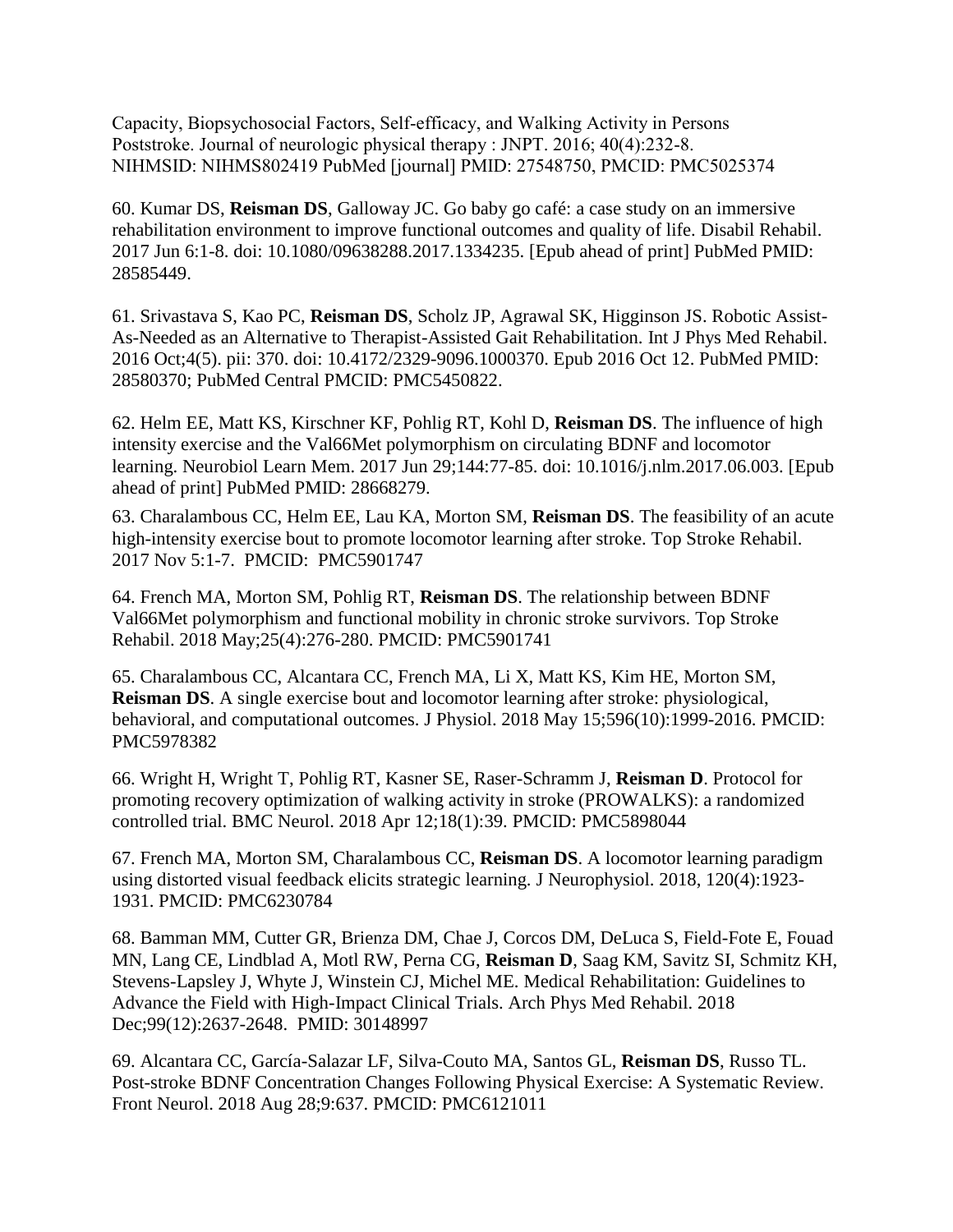Capacity, Biopsychosocial Factors, Self-efficacy, and Walking Activity in Persons Poststroke. Journal of neurologic physical therapy : JNPT. 2016; 40(4):232-8. NIHMSID: NIHMS802419 PubMed [journal] PMID: 27548750, PMCID: PMC5025374

60. Kumar DS, **Reisman DS**, Galloway JC. Go baby go café: a case study on an immersive rehabilitation environment to improve functional outcomes and quality of life. Disabil Rehabil. 2017 Jun 6:1-8. doi: 10.1080/09638288.2017.1334235. [Epub ahead of print] PubMed PMID: 28585449.

61. Srivastava S, Kao PC, **Reisman DS**, Scholz JP, Agrawal SK, Higginson JS. Robotic Assist-As-Needed as an Alternative to Therapist-Assisted Gait Rehabilitation. Int J Phys Med Rehabil. 2016 Oct;4(5). pii: 370. doi: 10.4172/2329-9096.1000370. Epub 2016 Oct 12. PubMed PMID: 28580370; PubMed Central PMCID: PMC5450822.

62. Helm EE, Matt KS, Kirschner KF, Pohlig RT, Kohl D, **Reisman DS**. The influence of high intensity exercise and the Val66Met polymorphism on circulating BDNF and locomotor learning. Neurobiol Learn Mem. 2017 Jun 29;144:77-85. doi: 10.1016/j.nlm.2017.06.003. [Epub ahead of print] PubMed PMID: 28668279.

63. Charalambous CC, Helm EE, Lau KA, Morton SM, **Reisman DS**. The feasibility of an acute high-intensity exercise bout to promote locomotor learning after stroke. Top Stroke Rehabil. 2017 Nov 5:1-7. PMCID: PMC5901747

64. French MA, Morton SM, Pohlig RT, **Reisman DS**. The relationship between BDNF Val66Met polymorphism and functional mobility in chronic stroke survivors. Top Stroke Rehabil. 2018 May;25(4):276-280. PMCID: PMC5901741

65. Charalambous CC, Alcantara CC, French MA, Li X, Matt KS, Kim HE, Morton SM, **Reisman DS**. A single exercise bout and locomotor learning after stroke: physiological, behavioral, and computational outcomes. J Physiol. 2018 May 15;596(10):1999-2016. PMCID: PMC5978382

66. Wright H, Wright T, Pohlig RT, Kasner SE, Raser-Schramm J, **Reisman D**. Protocol for promoting recovery optimization of walking activity in stroke (PROWALKS): a randomized controlled trial. BMC Neurol. 2018 Apr 12;18(1):39. PMCID: PMC5898044

67. French MA, Morton SM, Charalambous CC, **Reisman DS**. A locomotor learning paradigm using distorted visual feedback elicits strategic learning. J Neurophysiol. 2018, 120(4):1923-1931. PMCID: PMC6230784

68. Bamman MM, Cutter GR, Brienza DM, Chae J, Corcos DM, DeLuca S, Field-Fote E, Fouad MN, Lang CE, Lindblad A, Motl RW, Perna CG, **Reisman D**, Saag KM, Savitz SI, Schmitz KH, Stevens-Lapsley J, Whyte J, Winstein CJ, Michel ME. Medical Rehabilitation: Guidelines to Advance the Field with High-Impact Clinical Trials. Arch Phys Med Rehabil. 2018 Dec;99(12):2637-2648. PMID: 30148997

69. Alcantara CC, García-Salazar LF, Silva-Couto MA, Santos GL, **Reisman DS**, Russo TL. Post-stroke BDNF Concentration Changes Following Physical Exercise: A Systematic Review. Front Neurol. 2018 Aug 28;9:637. PMCID: PMC6121011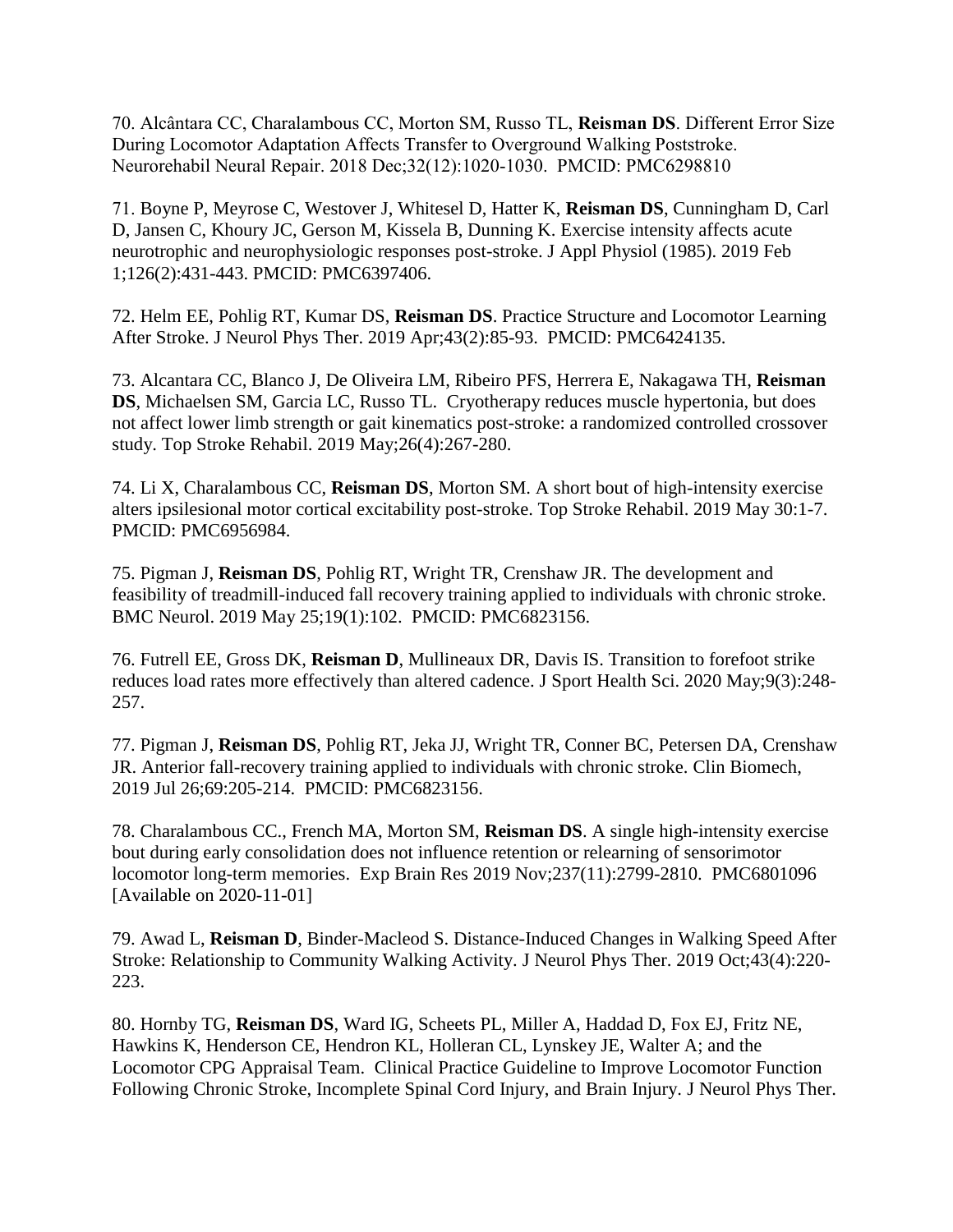70. Alcântara CC, Charalambous CC, Morton SM, Russo TL, **Reisman DS**. Different Error Size During Locomotor Adaptation Affects Transfer to Overground Walking Poststroke. Neurorehabil Neural Repair. 2018 Dec;32(12):1020-1030. PMCID: PMC6298810

71. Boyne P, Meyrose C, Westover J, Whitesel D, Hatter K, **Reisman DS**, Cunningham D, Carl D, Jansen C, Khoury JC, Gerson M, Kissela B, Dunning K. Exercise intensity affects acute neurotrophic and neurophysiologic responses post-stroke. J Appl Physiol (1985). 2019 Feb 1;126(2):431-443. PMCID: PMC6397406.

72. Helm EE, Pohlig RT, Kumar DS, **Reisman DS**. Practice Structure and Locomotor Learning After Stroke. J Neurol Phys Ther. 2019 Apr;43(2):85-93. PMCID: PMC6424135.

73. Alcantara CC, Blanco J, De Oliveira LM, Ribeiro PFS, Herrera E, Nakagawa TH, **Reisman DS**, Michaelsen SM, Garcia LC, Russo TL. Cryotherapy reduces muscle hypertonia, but does not affect lower limb strength or gait kinematics post-stroke: a randomized controlled crossover study. Top Stroke Rehabil. 2019 May;26(4):267-280.

74. Li X, Charalambous CC, **Reisman DS**, Morton SM. A short bout of high-intensity exercise alters ipsilesional motor cortical excitability post-stroke. Top Stroke Rehabil. 2019 May 30:1-7. PMCID: PMC6956984.

75. Pigman J, **Reisman DS**, Pohlig RT, Wright TR, Crenshaw JR. The development and feasibility of treadmill-induced fall recovery training applied to individuals with chronic stroke. BMC Neurol. 2019 May 25;19(1):102. PMCID: PMC6823156.

76. Futrell EE, Gross DK, **Reisman D**, Mullineaux DR, Davis IS. Transition to forefoot strike reduces load rates more effectively than altered cadence. J Sport Health Sci. 2020 May;9(3):248-257.

77. Pigman J, **Reisman DS**, Pohlig RT, Jeka JJ, Wright TR, Conner BC, Petersen DA, Crenshaw JR. Anterior fall-recovery training applied to individuals with chronic stroke. Clin Biomech, 2019 Jul 26;69:205-214. PMCID: PMC6823156.

78. Charalambous CC., French MA, Morton SM, **Reisman DS**. A single high-intensity exercise bout during early consolidation does not influence retention or relearning of sensorimotor locomotor long-term memories. Exp Brain Res 2019 Nov;237(11):2799-2810. PMC6801096 [Available on 2020-11-01]

79. Awad L, **Reisman D**, Binder-Macleod S. Distance-Induced Changes in Walking Speed After Stroke: Relationship to Community Walking Activity. J Neurol Phys Ther. 2019 Oct;43(4):220-223.

80. Hornby TG, **Reisman DS**, Ward IG, Scheets PL, Miller A, Haddad D, Fox EJ, Fritz NE, Hawkins K, Henderson CE, Hendron KL, Holleran CL, Lynskey JE, Walter A; and the Locomotor CPG Appraisal Team. Clinical Practice Guideline to Improve Locomotor Function Following Chronic Stroke, Incomplete Spinal Cord Injury, and Brain Injury. J Neurol Phys Ther.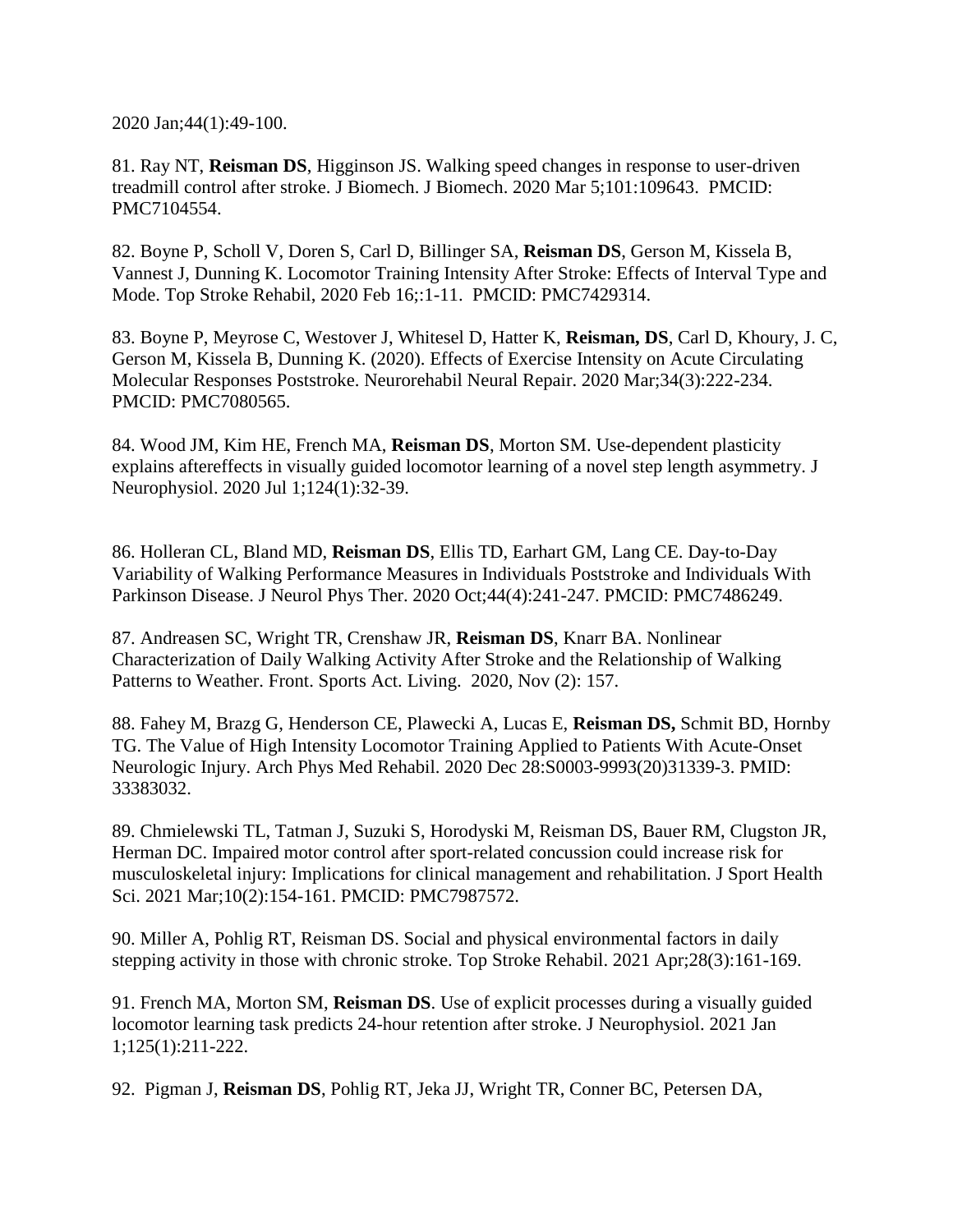2020 Jan;44(1):49-100.

81. Ray NT, **Reisman DS**, Higginson JS. Walking speed changes in response to user-driven treadmill control after stroke. J Biomech. J Biomech. 2020 Mar 5;101:109643. PMCID: PMC7104554.

82. Boyne P, Scholl V, Doren S, Carl D, Billinger SA, **Reisman DS**, Gerson M, Kissela B, Vannest J, Dunning K. Locomotor Training Intensity After Stroke: Effects of Interval Type and Mode. Top Stroke Rehabil, 2020 Feb 16;:1-11. PMCID: PMC7429314.

83. Boyne P, Meyrose C, Westover J, Whitesel D, Hatter K, **Reisman, DS**, Carl D, Khoury, J. C, Gerson M, Kissela B, Dunning K. (2020). Effects of Exercise Intensity on Acute Circulating Molecular Responses Poststroke. Neurorehabil Neural Repair. 2020 Mar;34(3):222-234. PMCID: PMC7080565.

84. Wood JM, Kim HE, French MA, **Reisman DS**, Morton SM. Use-dependent plasticity explains aftereffects in visually guided locomotor learning of a novel step length asymmetry. J Neurophysiol. 2020 Jul 1;124(1):32-39.

86. Holleran CL, Bland MD, **Reisman DS**, Ellis TD, Earhart GM, Lang CE. Day-to-Day Variability of Walking Performance Measures in Individuals Poststroke and Individuals With Parkinson Disease. J Neurol Phys Ther. 2020 Oct;44(4):241-247. PMCID: PMC7486249.

87. Andreasen SC, Wright TR, Crenshaw JR, **Reisman DS**, Knarr BA. Nonlinear Characterization of Daily Walking Activity After Stroke and the Relationship of Walking Patterns to Weather. Front. Sports Act. Living. 2020, Nov (2): 157.

88. Fahey M, Brazg G, Henderson CE, Plawecki A, Lucas E, **Reisman DS,** Schmit BD, Hornby TG. The Value of High Intensity Locomotor Training Applied to Patients With Acute-Onset Neurologic Injury. Arch Phys Med Rehabil. 2020 Dec 28:S0003-9993(20)31339-3. PMID: 33383032.

89. Chmielewski TL, Tatman J, Suzuki S, Horodyski M, Reisman DS, Bauer RM, Clugston JR, Herman DC. Impaired motor control after sport-related concussion could increase risk for musculoskeletal injury: Implications for clinical management and rehabilitation. J Sport Health Sci. 2021 Mar;10(2):154-161. PMCID: PMC7987572.

90. Miller A, Pohlig RT, Reisman DS. Social and physical environmental factors in daily stepping activity in those with chronic stroke. Top Stroke Rehabil. 2021 Apr;28(3):161-169.

91. French MA, Morton SM, **Reisman DS**. Use of explicit processes during a visually guided locomotor learning task predicts 24-hour retention after stroke. J Neurophysiol. 2021 Jan 1;125(1):211-222.

92. Pigman J, **Reisman DS**, Pohlig RT, Jeka JJ, Wright TR, Conner BC, Petersen DA,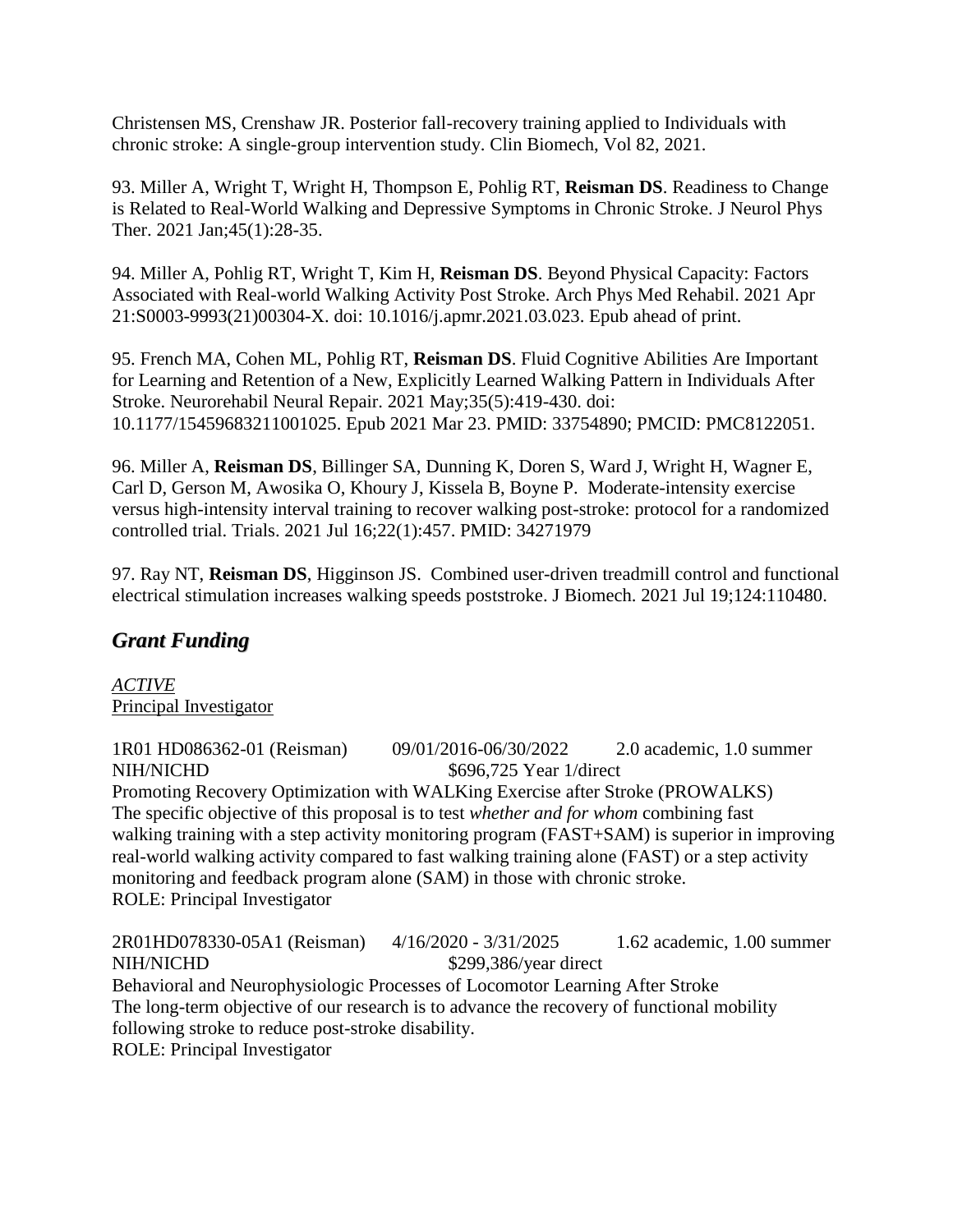Christensen MS, Crenshaw JR. Posterior fall-recovery training applied to Individuals with chronic stroke: A single-group intervention study. Clin Biomech, Vol 82, 2021.

93. Miller A, Wright T, Wright H, Thompson E, Pohlig RT, **Reisman DS**. Readiness to Change is Related to Real-World Walking and Depressive Symptoms in Chronic Stroke. J Neurol Phys Ther. 2021 Jan;45(1):28-35.

94. Miller A, Pohlig RT, Wright T, Kim H, **Reisman DS**. Beyond Physical Capacity: Factors Associated with Real-world Walking Activity Post Stroke. Arch Phys Med Rehabil. 2021 Apr 21:S0003-9993(21)00304-X. doi: 10.1016/j.apmr.2021.03.023. Epub ahead of print.

95. French MA, Cohen ML, Pohlig RT, **Reisman DS**. Fluid Cognitive Abilities Are Important for Learning and Retention of a New, Explicitly Learned Walking Pattern in Individuals After Stroke. Neurorehabil Neural Repair. 2021 May;35(5):419-430. doi: 10.1177/15459683211001025. Epub 2021 Mar 23. PMID: 33754890; PMCID: PMC8122051.

96. Miller A, **Reisman DS**, Billinger SA, Dunning K, Doren S, Ward J, Wright H, Wagner E, Carl D, Gerson M, Awosika O, Khoury J, Kissela B, Boyne P. Moderate-intensity exercise versus high-intensity interval training to recover walking post-stroke: protocol for a randomized controlled trial. Trials. 2021 Jul 16;22(1):457. PMID: 34271979

97. Ray NT, **Reisman DS**, Higginson JS. Combined user-driven treadmill control and functional electrical stimulation increases walking speeds poststroke. J Biomech. 2021 Jul 19;124:110480.

## ***Grant Funding***

*ACTIVE*
Principal Investigator

1R01 HD086362-01 (Reisman) 09/01/2016-06/30/2022 2.0 academic, 1.0 summer
NIH/NICHD $696,725 Year 1/direct
Promoting Recovery Optimization with WALKing Exercise after Stroke (PROWALKS)
The specific objective of this proposal is to test *whether and for whom* combining fast walking training with a step activity monitoring program (FAST+SAM) is superior in improving real-world walking activity compared to fast walking training alone (FAST) or a step activity monitoring and feedback program alone (SAM) in those with chronic stroke.
ROLE: Principal Investigator

2R01HD078330-05A1 (Reisman) 4/16/2020 - 3/31/2025 1.62 academic, 1.00 summer
NIH/NICHD $299,386/year direct
Behavioral and Neurophysiologic Processes of Locomotor Learning After Stroke
The long-term objective of our research is to advance the recovery of functional mobility following stroke to reduce post-stroke disability.
ROLE: Principal Investigator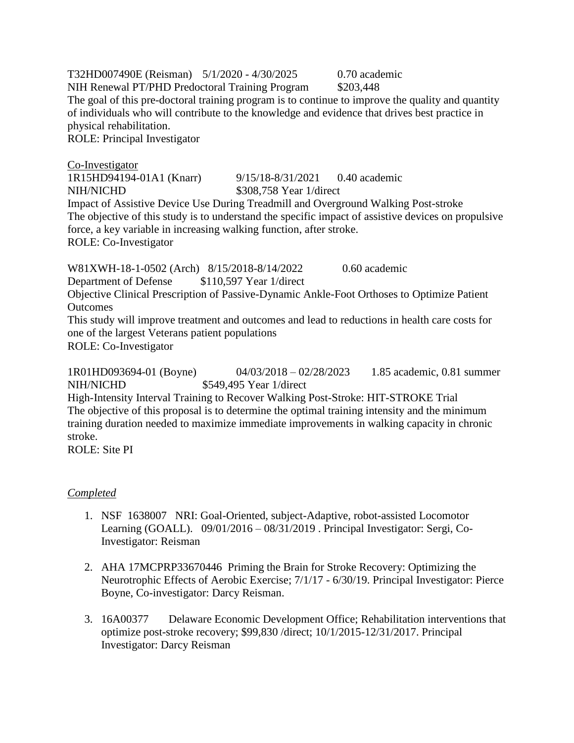T32HD007490E (Reisman) 5/1/2020 - 4/30/2025 0.70 academic
NIH Renewal PT/PHD Predoctoral Training Program $203,448
The goal of this pre-doctoral training program is to continue to improve the quality and quantity of individuals who will contribute to the knowledge and evidence that drives best practice in physical rehabilitation.
ROLE: Principal Investigator

<u>Co-Investigator</u>

1R15HD94194-01A1 (Knarr) 9/15/18-8/31/2021 0.40 academic
NIH/NICHD $308,758 Year 1/direct
Impact of Assistive Device Use During Treadmill and Overground Walking Post-stroke
The objective of this study is to understand the specific impact of assistive devices on propulsive force, a key variable in increasing walking function, after stroke.
ROLE: Co-Investigator

W81XWH-18-1-0502 (Arch) 8/15/2018-8/14/2022 0.60 academic
Department of Defense $110,597 Year 1/direct
Objective Clinical Prescription of Passive-Dynamic Ankle-Foot Orthoses to Optimize Patient Outcomes
This study will improve treatment and outcomes and lead to reductions in health care costs for one of the largest Veterans patient populations
ROLE: Co-Investigator

1R01HD093694-01 (Boyne) 04/03/2018 – 02/28/2023 1.85 academic, 0.81 summer
NIH/NICHD $549,495 Year 1/direct
High-Intensity Interval Training to Recover Walking Post-Stroke: HIT-STROKE Trial
The objective of this proposal is to determine the optimal training intensity and the minimum training duration needed to maximize immediate improvements in walking capacity in chronic stroke.
ROLE: Site PI

*<u>Completed</u>*

1. NSF 1638007 NRI: Goal-Oriented, subject-Adaptive, robot-assisted Locomotor Learning (GOALL). 09/01/2016 – 08/31/2019 . Principal Investigator: Sergi, Co-Investigator: Reisman
2. AHA 17MCPRP33670446 Priming the Brain for Stroke Recovery: Optimizing the Neurotrophic Effects of Aerobic Exercise; 7/1/17 - 6/30/19. Principal Investigator: Pierce Boyne, Co-investigator: Darcy Reisman.
3. 16A00377 Delaware Economic Development Office; Rehabilitation interventions that optimize post-stroke recovery; $99,830 /direct; 10/1/2015-12/31/2017. Principal Investigator: Darcy Reisman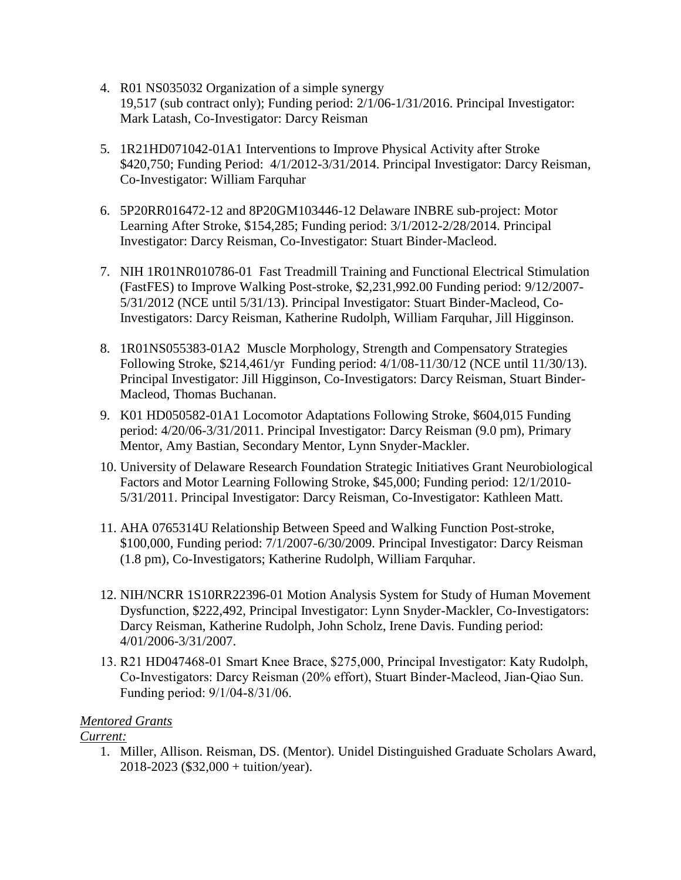4. R01 NS035032 Organization of a simple synergy 19,517 (sub contract only); Funding period: 2/1/06-1/31/2016. Principal Investigator: Mark Latash, Co-Investigator: Darcy Reisman

5. 1R21HD071042-01A1 Interventions to Improve Physical Activity after Stroke $420,750; Funding Period: 4/1/2012-3/31/2014. Principal Investigator: Darcy Reisman, Co-Investigator: William Farquhar

6. 5P20RR016472-12 and 8P20GM103446-12 Delaware INBRE sub-project: Motor Learning After Stroke, $154,285; Funding period: 3/1/2012-2/28/2014. Principal Investigator: Darcy Reisman, Co-Investigator: Stuart Binder-Macleod.

7. NIH 1R01NR010786-01 Fast Treadmill Training and Functional Electrical Stimulation (FastFES) to Improve Walking Post-stroke, $2,231,992.00 Funding period: 9/12/2007-5/31/2012 (NCE until 5/31/13). Principal Investigator: Stuart Binder-Macleod, Co-Investigators: Darcy Reisman, Katherine Rudolph, William Farquhar, Jill Higginson.

8. 1R01NS055383-01A2 Muscle Morphology, Strength and Compensatory Strategies Following Stroke, $214,461/yr Funding period: 4/1/08-11/30/12 (NCE until 11/30/13). Principal Investigator: Jill Higginson, Co-Investigators: Darcy Reisman, Stuart Binder-Macleod, Thomas Buchanan.

9. K01 HD050582-01A1 Locomotor Adaptations Following Stroke, $604,015 Funding period: 4/20/06-3/31/2011. Principal Investigator: Darcy Reisman (9.0 pm), Primary Mentor, Amy Bastian, Secondary Mentor, Lynn Snyder-Mackler.

10. University of Delaware Research Foundation Strategic Initiatives Grant Neurobiological Factors and Motor Learning Following Stroke, $45,000; Funding period: 12/1/2010-5/31/2011. Principal Investigator: Darcy Reisman, Co-Investigator: Kathleen Matt.

11. AHA 0765314U Relationship Between Speed and Walking Function Post-stroke, $100,000, Funding period: 7/1/2007-6/30/2009. Principal Investigator: Darcy Reisman (1.8 pm), Co-Investigators; Katherine Rudolph, William Farquhar.

12. NIH/NCRR 1S10RR22396-01 Motion Analysis System for Study of Human Movement Dysfunction, $222,492, Principal Investigator: Lynn Snyder-Mackler, Co-Investigators: Darcy Reisman, Katherine Rudolph, John Scholz, Irene Davis. Funding period: 4/01/2006-3/31/2007.

13. R21 HD047468-01 Smart Knee Brace, $275,000, Principal Investigator: Katy Rudolph, Co-Investigators: Darcy Reisman (20% effort), Stuart Binder-Macleod, Jian-Qiao Sun. Funding period: 9/1/04-8/31/06.

*Mentored Grants*

*Current:*

1. Miller, Allison. Reisman, DS. (Mentor). Unidel Distinguished Graduate Scholars Award, 2018-2023 ($32,000 + tuition/year).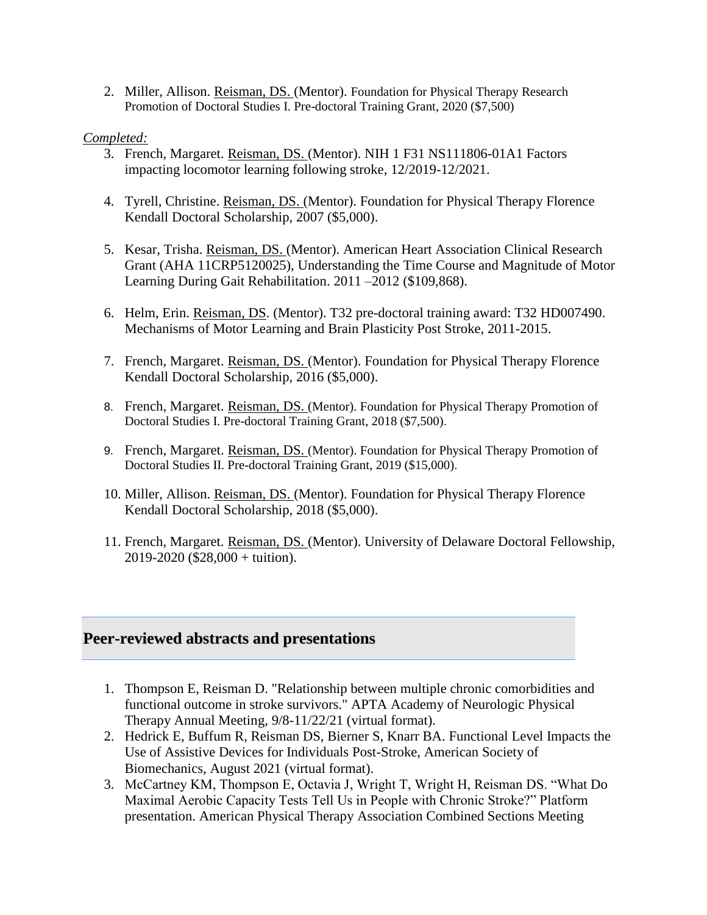2. Miller, Allison. Reisman, DS. (Mentor). Foundation for Physical Therapy Research Promotion of Doctoral Studies I. Pre-doctoral Training Grant, 2020 ($7,500)

*Completed:*

3. French, Margaret. Reisman, DS. (Mentor). NIH 1 F31 NS111806-01A1 Factors impacting locomotor learning following stroke, 12/2019-12/2021.

4. Tyrell, Christine. Reisman, DS. (Mentor). Foundation for Physical Therapy Florence Kendall Doctoral Scholarship, 2007 ($5,000).

5. Kesar, Trisha. Reisman, DS. (Mentor). American Heart Association Clinical Research Grant (AHA 11CRP5120025), Understanding the Time Course and Magnitude of Motor Learning During Gait Rehabilitation. 2011 –2012 ($109,868).

6. Helm, Erin. Reisman, DS. (Mentor). T32 pre-doctoral training award: T32 HD007490. Mechanisms of Motor Learning and Brain Plasticity Post Stroke, 2011-2015.

7. French, Margaret. Reisman, DS. (Mentor). Foundation for Physical Therapy Florence Kendall Doctoral Scholarship, 2016 ($5,000).

8. French, Margaret. Reisman, DS. (Mentor). Foundation for Physical Therapy Promotion of Doctoral Studies I. Pre-doctoral Training Grant, 2018 ($7,500).

9. French, Margaret. Reisman, DS. (Mentor). Foundation for Physical Therapy Promotion of Doctoral Studies II. Pre-doctoral Training Grant, 2019 ($15,000).

10. Miller, Allison. Reisman, DS. (Mentor). Foundation for Physical Therapy Florence Kendall Doctoral Scholarship, 2018 ($5,000).

11. French, Margaret. Reisman, DS. (Mentor). University of Delaware Doctoral Fellowship, 2019-2020 ($28,000 + tuition).

## Peer-reviewed abstracts and presentations

1. Thompson E, Reisman D. "Relationship between multiple chronic comorbidities and functional outcome in stroke survivors." APTA Academy of Neurologic Physical Therapy Annual Meeting, 9/8-11/22/21 (virtual format).
2. Hedrick E, Buffum R, Reisman DS, Bierner S, Knarr BA. Functional Level Impacts the Use of Assistive Devices for Individuals Post-Stroke, American Society of Biomechanics, August 2021 (virtual format).
3. McCartney KM, Thompson E, Octavia J, Wright T, Wright H, Reisman DS. "What Do Maximal Aerobic Capacity Tests Tell Us in People with Chronic Stroke?" Platform presentation. American Physical Therapy Association Combined Sections Meeting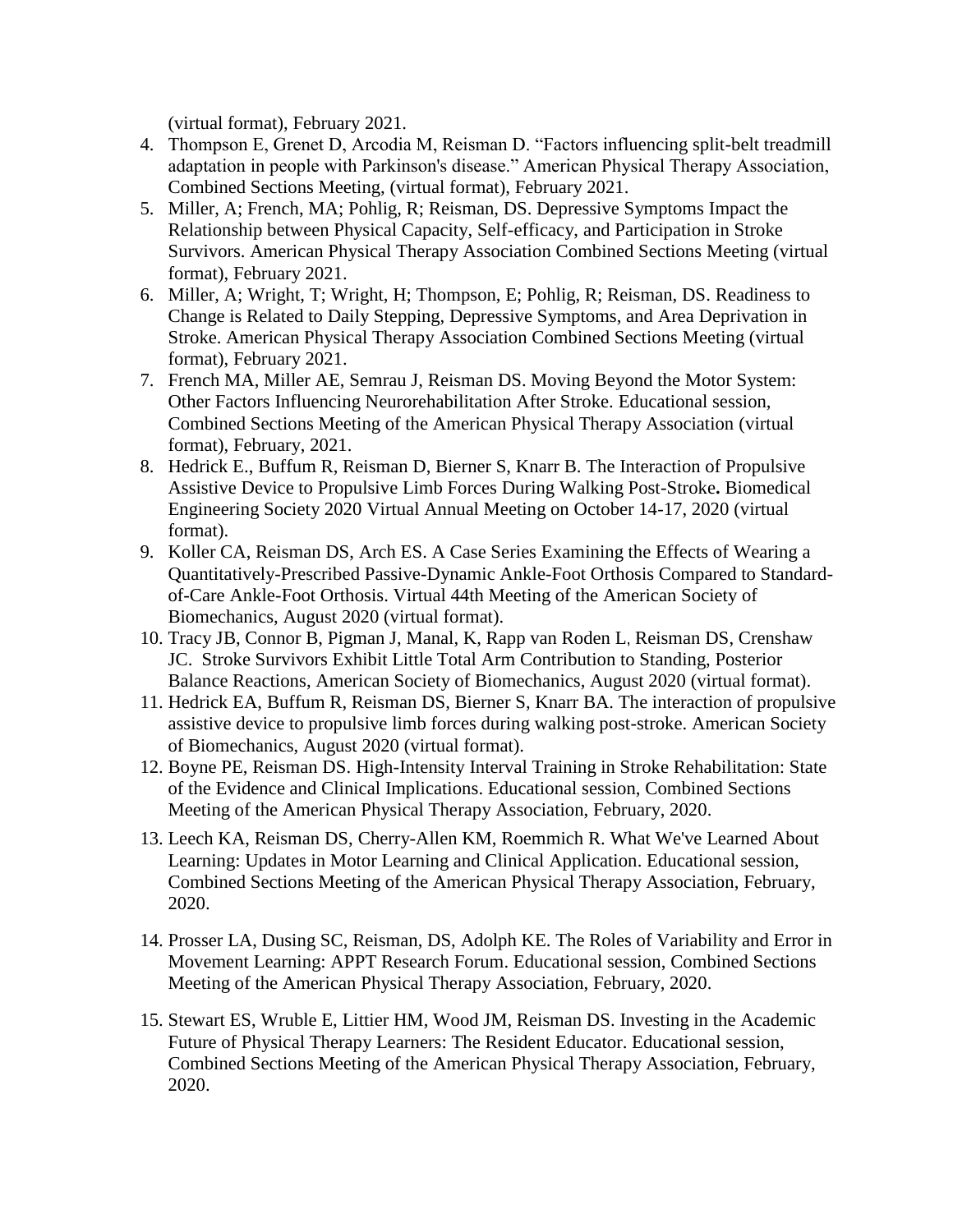(virtual format), February 2021.

4. Thompson E, Grenet D, Arcodia M, Reisman D. "Factors influencing split-belt treadmill adaptation in people with Parkinson's disease." American Physical Therapy Association, Combined Sections Meeting, (virtual format), February 2021.
5. Miller, A; French, MA; Pohlig, R; Reisman, DS. Depressive Symptoms Impact the Relationship between Physical Capacity, Self-efficacy, and Participation in Stroke Survivors. American Physical Therapy Association Combined Sections Meeting (virtual format), February 2021.
6. Miller, A; Wright, T; Wright, H; Thompson, E; Pohlig, R; Reisman, DS. Readiness to Change is Related to Daily Stepping, Depressive Symptoms, and Area Deprivation in Stroke. American Physical Therapy Association Combined Sections Meeting (virtual format), February 2021.
7. French MA, Miller AE, Semrau J, Reisman DS. Moving Beyond the Motor System: Other Factors Influencing Neurorehabilitation After Stroke. Educational session, Combined Sections Meeting of the American Physical Therapy Association (virtual format), February, 2021.
8. Hedrick E., Buffum R, Reisman D, Bierner S, Knarr B. The Interaction of Propulsive Assistive Device to Propulsive Limb Forces During Walking Post-Stroke**.** Biomedical Engineering Society 2020 Virtual Annual Meeting on October 14-17, 2020 (virtual format).
9. Koller CA, Reisman DS, Arch ES. A Case Series Examining the Effects of Wearing a Quantitatively-Prescribed Passive-Dynamic Ankle-Foot Orthosis Compared to Standard-of-Care Ankle-Foot Orthosis. Virtual 44th Meeting of the American Society of Biomechanics, August 2020 (virtual format).
10. Tracy JB, Connor B, Pigman J, Manal, K, Rapp van Roden L, Reisman DS, Crenshaw JC. Stroke Survivors Exhibit Little Total Arm Contribution to Standing, Posterior Balance Reactions, American Society of Biomechanics, August 2020 (virtual format).
11. Hedrick EA, Buffum R, Reisman DS, Bierner S, Knarr BA. The interaction of propulsive assistive device to propulsive limb forces during walking post-stroke. American Society of Biomechanics, August 2020 (virtual format).
12. Boyne PE, Reisman DS. High-Intensity Interval Training in Stroke Rehabilitation: State of the Evidence and Clinical Implications. Educational session, Combined Sections Meeting of the American Physical Therapy Association, February, 2020.
13. Leech KA, Reisman DS, Cherry-Allen KM, Roemmich R. What We've Learned About Learning: Updates in Motor Learning and Clinical Application. Educational session, Combined Sections Meeting of the American Physical Therapy Association, February, 2020.
14. Prosser LA, Dusing SC, Reisman, DS, Adolph KE. The Roles of Variability and Error in Movement Learning: APPT Research Forum. Educational session, Combined Sections Meeting of the American Physical Therapy Association, February, 2020.
15. Stewart ES, Wruble E, Littier HM, Wood JM, Reisman DS. Investing in the Academic Future of Physical Therapy Learners: The Resident Educator. Educational session, Combined Sections Meeting of the American Physical Therapy Association, February, 2020.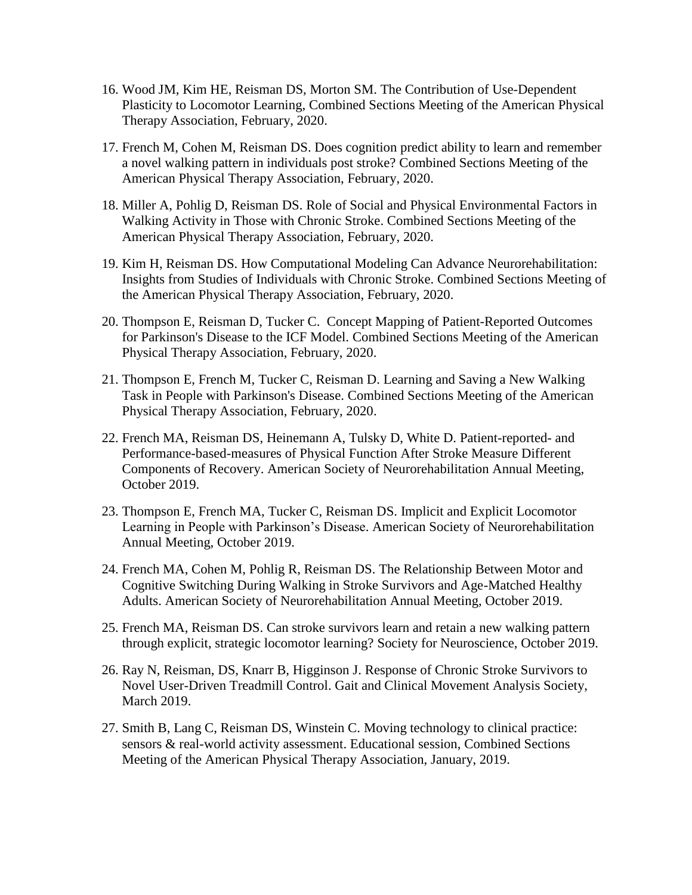16. Wood JM, Kim HE, Reisman DS, Morton SM. The Contribution of Use-Dependent Plasticity to Locomotor Learning, Combined Sections Meeting of the American Physical Therapy Association, February, 2020.

17. French M, Cohen M, Reisman DS. Does cognition predict ability to learn and remember a novel walking pattern in individuals post stroke? Combined Sections Meeting of the American Physical Therapy Association, February, 2020.

18. Miller A, Pohlig D, Reisman DS. Role of Social and Physical Environmental Factors in Walking Activity in Those with Chronic Stroke. Combined Sections Meeting of the American Physical Therapy Association, February, 2020.

19. Kim H, Reisman DS. How Computational Modeling Can Advance Neurorehabilitation: Insights from Studies of Individuals with Chronic Stroke. Combined Sections Meeting of the American Physical Therapy Association, February, 2020.

20. Thompson E, Reisman D, Tucker C. Concept Mapping of Patient-Reported Outcomes for Parkinson's Disease to the ICF Model. Combined Sections Meeting of the American Physical Therapy Association, February, 2020.

21. Thompson E, French M, Tucker C, Reisman D. Learning and Saving a New Walking Task in People with Parkinson's Disease. Combined Sections Meeting of the American Physical Therapy Association, February, 2020.

22. French MA, Reisman DS, Heinemann A, Tulsky D, White D. Patient-reported- and Performance-based-measures of Physical Function After Stroke Measure Different Components of Recovery. American Society of Neurorehabilitation Annual Meeting, October 2019.

23. Thompson E, French MA, Tucker C, Reisman DS. Implicit and Explicit Locomotor Learning in People with Parkinson's Disease. American Society of Neurorehabilitation Annual Meeting, October 2019.

24. French MA, Cohen M, Pohlig R, Reisman DS. The Relationship Between Motor and Cognitive Switching During Walking in Stroke Survivors and Age-Matched Healthy Adults. American Society of Neurorehabilitation Annual Meeting, October 2019.

25. French MA, Reisman DS. Can stroke survivors learn and retain a new walking pattern through explicit, strategic locomotor learning? Society for Neuroscience, October 2019.

26. Ray N, Reisman, DS, Knarr B, Higginson J. Response of Chronic Stroke Survivors to Novel User-Driven Treadmill Control. Gait and Clinical Movement Analysis Society, March 2019.

27. Smith B, Lang C, Reisman DS, Winstein C. Moving technology to clinical practice: sensors & real-world activity assessment. Educational session, Combined Sections Meeting of the American Physical Therapy Association, January, 2019.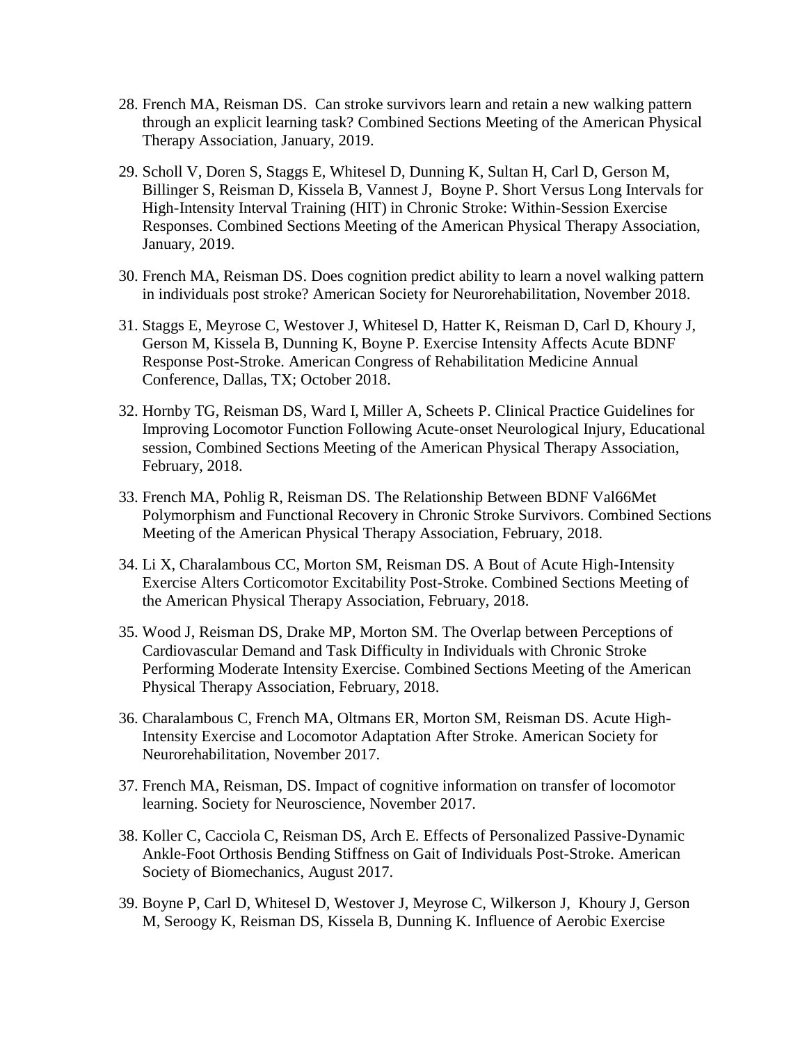28. French MA, Reisman DS. Can stroke survivors learn and retain a new walking pattern through an explicit learning task? Combined Sections Meeting of the American Physical Therapy Association, January, 2019.

29. Scholl V, Doren S, Staggs E, Whitesel D, Dunning K, Sultan H, Carl D, Gerson M, Billinger S, Reisman D, Kissela B, Vannest J, Boyne P. Short Versus Long Intervals for High-Intensity Interval Training (HIT) in Chronic Stroke: Within-Session Exercise Responses. Combined Sections Meeting of the American Physical Therapy Association, January, 2019.

30. French MA, Reisman DS. Does cognition predict ability to learn a novel walking pattern in individuals post stroke? American Society for Neurorehabilitation, November 2018.

31. Staggs E, Meyrose C, Westover J, Whitesel D, Hatter K, Reisman D, Carl D, Khoury J, Gerson M, Kissela B, Dunning K, Boyne P. Exercise Intensity Affects Acute BDNF Response Post-Stroke. American Congress of Rehabilitation Medicine Annual Conference, Dallas, TX; October 2018.

32. Hornby TG, Reisman DS, Ward I, Miller A, Scheets P. Clinical Practice Guidelines for Improving Locomotor Function Following Acute-onset Neurological Injury, Educational session, Combined Sections Meeting of the American Physical Therapy Association, February, 2018.

33. French MA, Pohlig R, Reisman DS. The Relationship Between BDNF Val66Met Polymorphism and Functional Recovery in Chronic Stroke Survivors. Combined Sections Meeting of the American Physical Therapy Association, February, 2018.

34. Li X, Charalambous CC, Morton SM, Reisman DS. A Bout of Acute High-Intensity Exercise Alters Corticomotor Excitability Post-Stroke. Combined Sections Meeting of the American Physical Therapy Association, February, 2018.

35. Wood J, Reisman DS, Drake MP, Morton SM. The Overlap between Perceptions of Cardiovascular Demand and Task Difficulty in Individuals with Chronic Stroke Performing Moderate Intensity Exercise. Combined Sections Meeting of the American Physical Therapy Association, February, 2018.

36. Charalambous C, French MA, Oltmans ER, Morton SM, Reisman DS. Acute High-Intensity Exercise and Locomotor Adaptation After Stroke. American Society for Neurorehabilitation, November 2017.

37. French MA, Reisman, DS. Impact of cognitive information on transfer of locomotor learning. Society for Neuroscience, November 2017.

38. Koller C, Cacciola C, Reisman DS, Arch E. Effects of Personalized Passive-Dynamic Ankle-Foot Orthosis Bending Stiffness on Gait of Individuals Post-Stroke. American Society of Biomechanics, August 2017.

39. Boyne P, Carl D, Whitesel D, Westover J, Meyrose C, Wilkerson J, Khoury J, Gerson M, Seroogy K, Reisman DS, Kissela B, Dunning K. Influence of Aerobic Exercise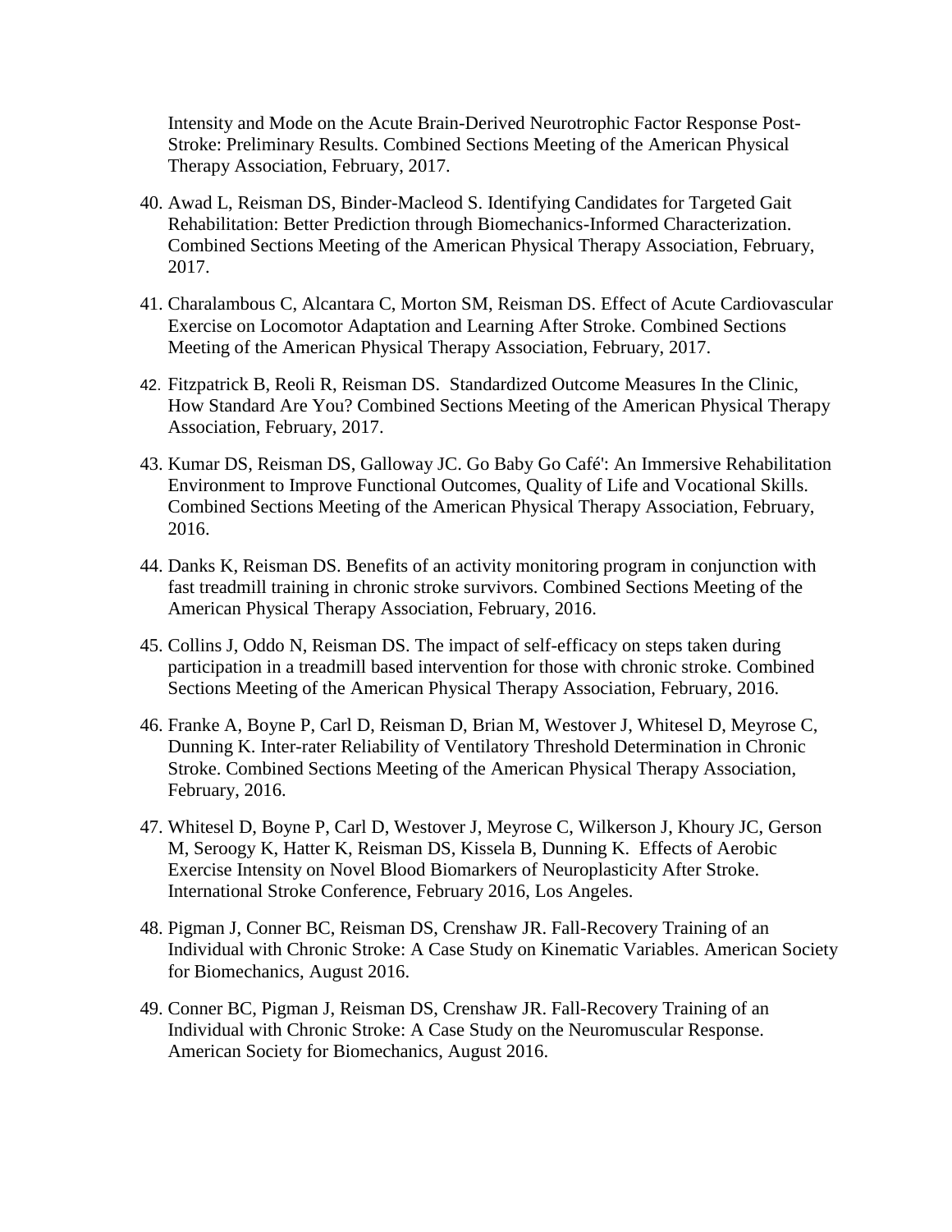Intensity and Mode on the Acute Brain-Derived Neurotrophic Factor Response Post-Stroke: Preliminary Results. Combined Sections Meeting of the American Physical Therapy Association, February, 2017.

40. Awad L, Reisman DS, Binder-Macleod S. Identifying Candidates for Targeted Gait Rehabilitation: Better Prediction through Biomechanics-Informed Characterization. Combined Sections Meeting of the American Physical Therapy Association, February, 2017.

41. Charalambous C, Alcantara C, Morton SM, Reisman DS. Effect of Acute Cardiovascular Exercise on Locomotor Adaptation and Learning After Stroke. Combined Sections Meeting of the American Physical Therapy Association, February, 2017.

42. Fitzpatrick B, Reoli R, Reisman DS. Standardized Outcome Measures In the Clinic, How Standard Are You? Combined Sections Meeting of the American Physical Therapy Association, February, 2017.

43. Kumar DS, Reisman DS, Galloway JC. Go Baby Go Café': An Immersive Rehabilitation Environment to Improve Functional Outcomes, Quality of Life and Vocational Skills. Combined Sections Meeting of the American Physical Therapy Association, February, 2016.

44. Danks K, Reisman DS. Benefits of an activity monitoring program in conjunction with fast treadmill training in chronic stroke survivors. Combined Sections Meeting of the American Physical Therapy Association, February, 2016.

45. Collins J, Oddo N, Reisman DS. The impact of self-efficacy on steps taken during participation in a treadmill based intervention for those with chronic stroke. Combined Sections Meeting of the American Physical Therapy Association, February, 2016.

46. Franke A, Boyne P, Carl D, Reisman D, Brian M, Westover J, Whitesel D, Meyrose C, Dunning K. Inter-rater Reliability of Ventilatory Threshold Determination in Chronic Stroke. Combined Sections Meeting of the American Physical Therapy Association, February, 2016.

47. Whitesel D, Boyne P, Carl D, Westover J, Meyrose C, Wilkerson J, Khoury JC, Gerson M, Seroogy K, Hatter K, Reisman DS, Kissela B, Dunning K. Effects of Aerobic Exercise Intensity on Novel Blood Biomarkers of Neuroplasticity After Stroke. International Stroke Conference, February 2016, Los Angeles.

48. Pigman J, Conner BC, Reisman DS, Crenshaw JR. Fall-Recovery Training of an Individual with Chronic Stroke: A Case Study on Kinematic Variables. American Society for Biomechanics, August 2016.

49. Conner BC, Pigman J, Reisman DS, Crenshaw JR. Fall-Recovery Training of an Individual with Chronic Stroke: A Case Study on the Neuromuscular Response. American Society for Biomechanics, August 2016.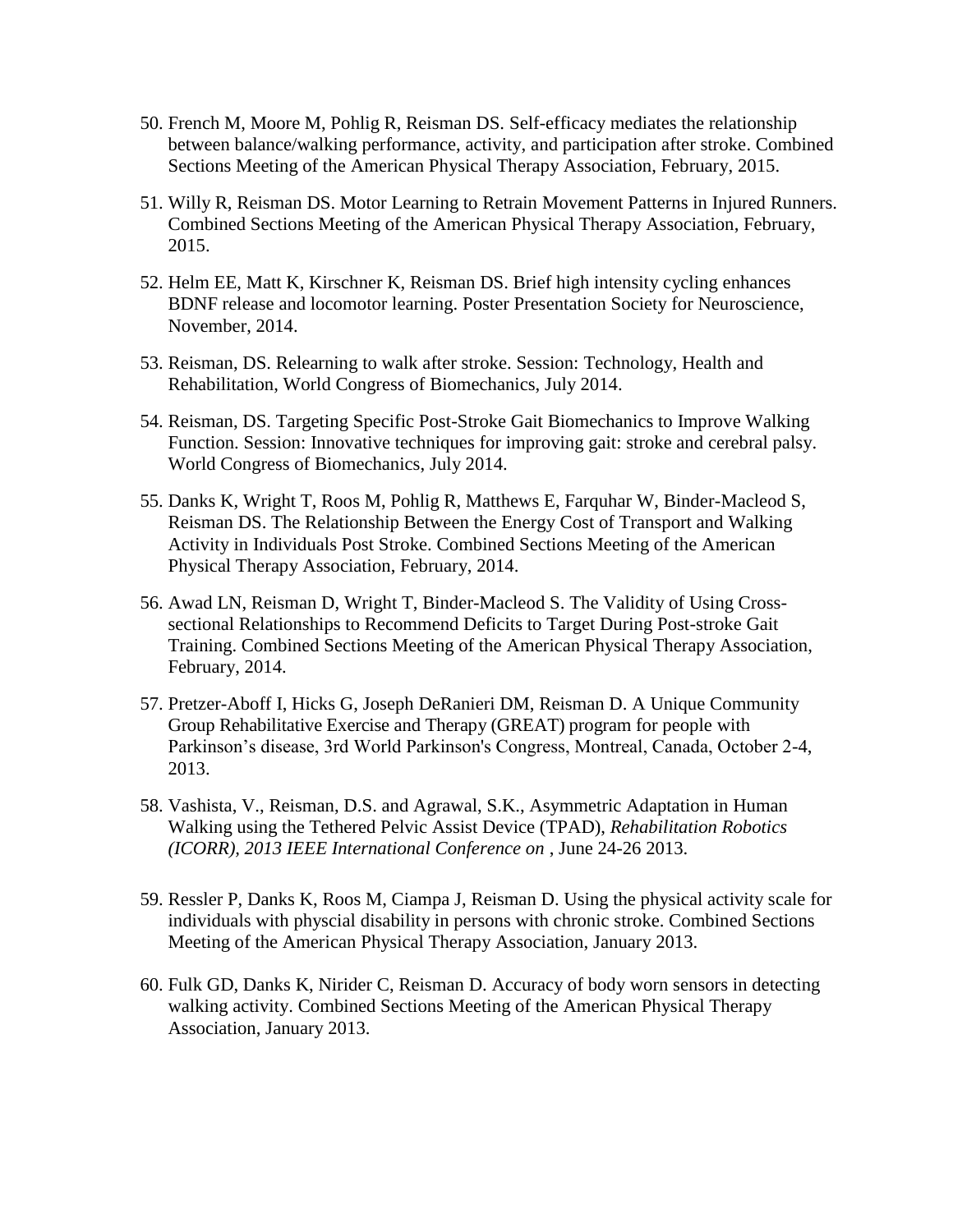50. French M, Moore M, Pohlig R, Reisman DS. Self-efficacy mediates the relationship between balance/walking performance, activity, and participation after stroke. Combined Sections Meeting of the American Physical Therapy Association, February, 2015.

51. Willy R, Reisman DS. Motor Learning to Retrain Movement Patterns in Injured Runners. Combined Sections Meeting of the American Physical Therapy Association, February, 2015.

52. Helm EE, Matt K, Kirschner K, Reisman DS. Brief high intensity cycling enhances BDNF release and locomotor learning. Poster Presentation Society for Neuroscience, November, 2014.

53. Reisman, DS. Relearning to walk after stroke. Session: Technology, Health and Rehabilitation, World Congress of Biomechanics, July 2014.

54. Reisman, DS. Targeting Specific Post-Stroke Gait Biomechanics to Improve Walking Function. Session: Innovative techniques for improving gait: stroke and cerebral palsy. World Congress of Biomechanics, July 2014.

55. Danks K, Wright T, Roos M, Pohlig R, Matthews E, Farquhar W, Binder-Macleod S, Reisman DS. The Relationship Between the Energy Cost of Transport and Walking Activity in Individuals Post Stroke. Combined Sections Meeting of the American Physical Therapy Association, February, 2014.

56. Awad LN, Reisman D, Wright T, Binder-Macleod S. The Validity of Using Cross-sectional Relationships to Recommend Deficits to Target During Post-stroke Gait Training. Combined Sections Meeting of the American Physical Therapy Association, February, 2014.

57. Pretzer-Aboff I, Hicks G, Joseph DeRanieri DM, Reisman D. A Unique Community Group Rehabilitative Exercise and Therapy (GREAT) program for people with Parkinson's disease, 3rd World Parkinson's Congress, Montreal, Canada, October 2-4, 2013.

58. Vashista, V., Reisman, D.S. and Agrawal, S.K., Asymmetric Adaptation in Human Walking using the Tethered Pelvic Assist Device (TPAD), *Rehabilitation Robotics (ICORR), 2013 IEEE International Conference on* , June 24-26 2013.

59. Ressler P, Danks K, Roos M, Ciampa J, Reisman D. Using the physical activity scale for individuals with physcial disability in persons with chronic stroke. Combined Sections Meeting of the American Physical Therapy Association, January 2013.

60. Fulk GD, Danks K, Nirider C, Reisman D. Accuracy of body worn sensors in detecting walking activity. Combined Sections Meeting of the American Physical Therapy Association, January 2013.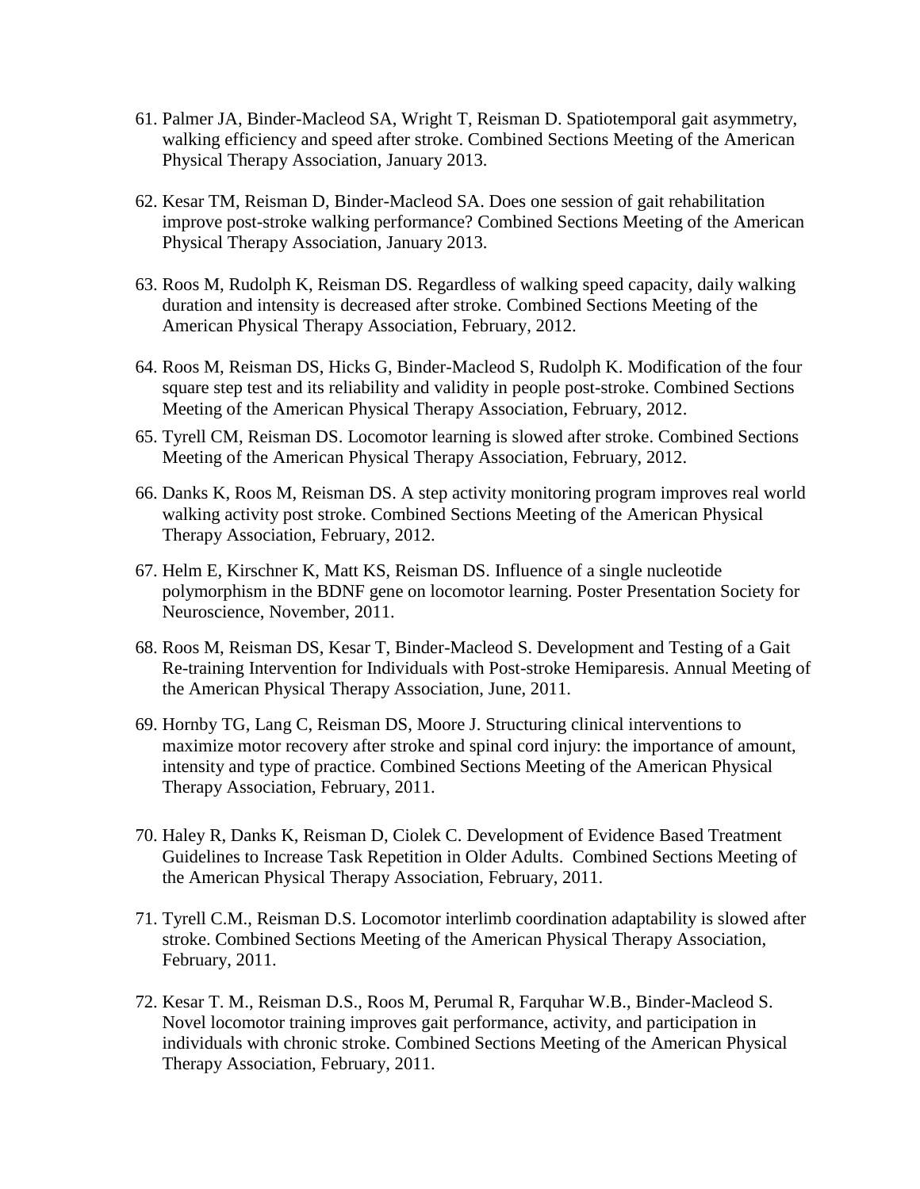61. Palmer JA, Binder-Macleod SA, Wright T, Reisman D. Spatiotemporal gait asymmetry, walking efficiency and speed after stroke. Combined Sections Meeting of the American Physical Therapy Association, January 2013.

62. Kesar TM, Reisman D, Binder-Macleod SA. Does one session of gait rehabilitation improve post-stroke walking performance? Combined Sections Meeting of the American Physical Therapy Association, January 2013.

63. Roos M, Rudolph K, Reisman DS. Regardless of walking speed capacity, daily walking duration and intensity is decreased after stroke. Combined Sections Meeting of the American Physical Therapy Association, February, 2012.

64. Roos M, Reisman DS, Hicks G, Binder-Macleod S, Rudolph K. Modification of the four square step test and its reliability and validity in people post-stroke. Combined Sections Meeting of the American Physical Therapy Association, February, 2012.

65. Tyrell CM, Reisman DS. Locomotor learning is slowed after stroke. Combined Sections Meeting of the American Physical Therapy Association, February, 2012.

66. Danks K, Roos M, Reisman DS. A step activity monitoring program improves real world walking activity post stroke. Combined Sections Meeting of the American Physical Therapy Association, February, 2012.

67. Helm E, Kirschner K, Matt KS, Reisman DS. Influence of a single nucleotide polymorphism in the BDNF gene on locomotor learning. Poster Presentation Society for Neuroscience, November, 2011.

68. Roos M, Reisman DS, Kesar T, Binder-Macleod S. Development and Testing of a Gait Re-training Intervention for Individuals with Post-stroke Hemiparesis. Annual Meeting of the American Physical Therapy Association, June, 2011.

69. Hornby TG, Lang C, Reisman DS, Moore J. Structuring clinical interventions to maximize motor recovery after stroke and spinal cord injury: the importance of amount, intensity and type of practice. Combined Sections Meeting of the American Physical Therapy Association, February, 2011.

70. Haley R, Danks K, Reisman D, Ciolek C. Development of Evidence Based Treatment Guidelines to Increase Task Repetition in Older Adults. Combined Sections Meeting of the American Physical Therapy Association, February, 2011.

71. Tyrell C.M., Reisman D.S. Locomotor interlimb coordination adaptability is slowed after stroke. Combined Sections Meeting of the American Physical Therapy Association, February, 2011.

72. Kesar T. M., Reisman D.S., Roos M, Perumal R, Farquhar W.B., Binder-Macleod S. Novel locomotor training improves gait performance, activity, and participation in individuals with chronic stroke. Combined Sections Meeting of the American Physical Therapy Association, February, 2011.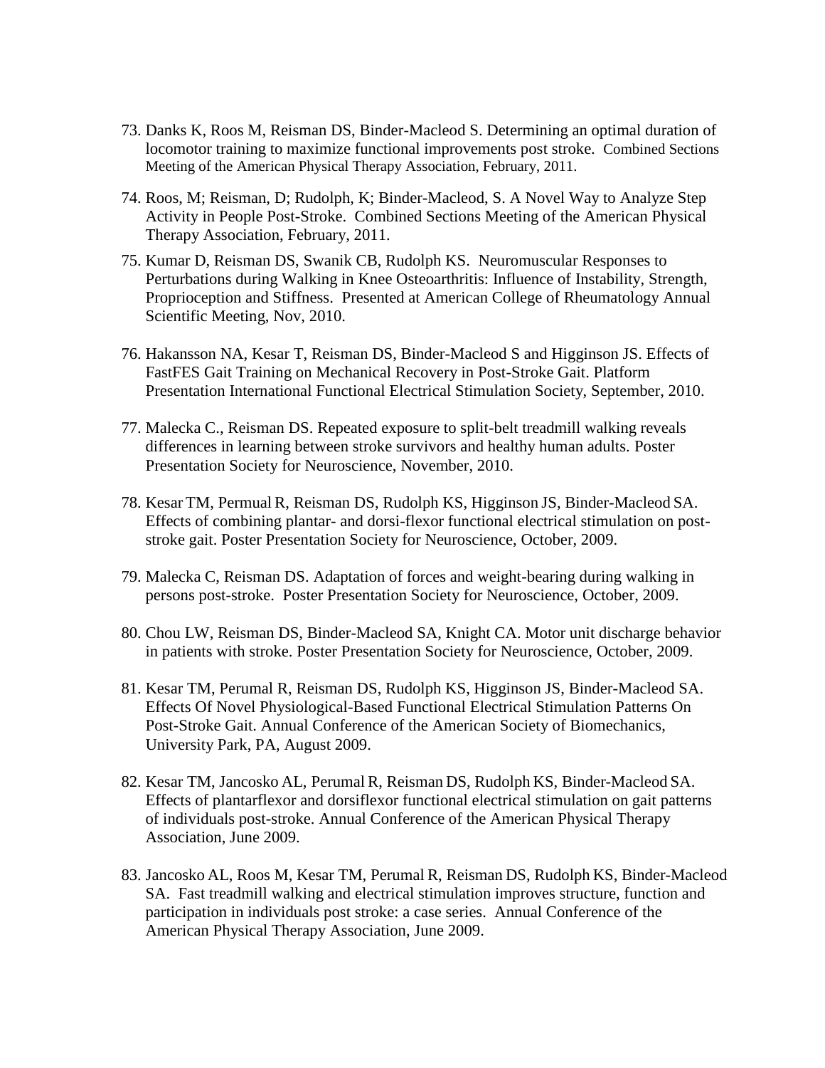73. Danks K, Roos M, Reisman DS, Binder-Macleod S. Determining an optimal duration of locomotor training to maximize functional improvements post stroke. Combined Sections Meeting of the American Physical Therapy Association, February, 2011.

74. Roos, M; Reisman, D; Rudolph, K; Binder-Macleod, S. A Novel Way to Analyze Step Activity in People Post-Stroke. Combined Sections Meeting of the American Physical Therapy Association, February, 2011.

75. Kumar D, Reisman DS, Swanik CB, Rudolph KS. Neuromuscular Responses to Perturbations during Walking in Knee Osteoarthritis: Influence of Instability, Strength, Proprioception and Stiffness. Presented at American College of Rheumatology Annual Scientific Meeting, Nov, 2010.

76. Hakansson NA, Kesar T, Reisman DS, Binder-Macleod S and Higginson JS. Effects of FastFES Gait Training on Mechanical Recovery in Post-Stroke Gait. Platform Presentation International Functional Electrical Stimulation Society, September, 2010.

77. Malecka C., Reisman DS. Repeated exposure to split-belt treadmill walking reveals differences in learning between stroke survivors and healthy human adults. Poster Presentation Society for Neuroscience, November, 2010.

78. Kesar TM, Permual R, Reisman DS, Rudolph KS, Higginson JS, Binder-Macleod SA. Effects of combining plantar- and dorsi-flexor functional electrical stimulation on post-stroke gait. Poster Presentation Society for Neuroscience, October, 2009.

79. Malecka C, Reisman DS. Adaptation of forces and weight-bearing during walking in persons post-stroke. Poster Presentation Society for Neuroscience, October, 2009.

80. Chou LW, Reisman DS, Binder-Macleod SA, Knight CA. Motor unit discharge behavior in patients with stroke. Poster Presentation Society for Neuroscience, October, 2009.

81. Kesar TM, Perumal R, Reisman DS, Rudolph KS, Higginson JS, Binder-Macleod SA. Effects Of Novel Physiological-Based Functional Electrical Stimulation Patterns On Post-Stroke Gait. Annual Conference of the American Society of Biomechanics, University Park, PA, August 2009.

82. Kesar TM, Jancosko AL, Perumal R, Reisman DS, Rudolph KS, Binder-Macleod SA. Effects of plantarflexor and dorsiflexor functional electrical stimulation on gait patterns of individuals post-stroke. Annual Conference of the American Physical Therapy Association, June 2009.

83. Jancosko AL, Roos M, Kesar TM, Perumal R, Reisman DS, Rudolph KS, Binder-Macleod SA. Fast treadmill walking and electrical stimulation improves structure, function and participation in individuals post stroke: a case series. Annual Conference of the American Physical Therapy Association, June 2009.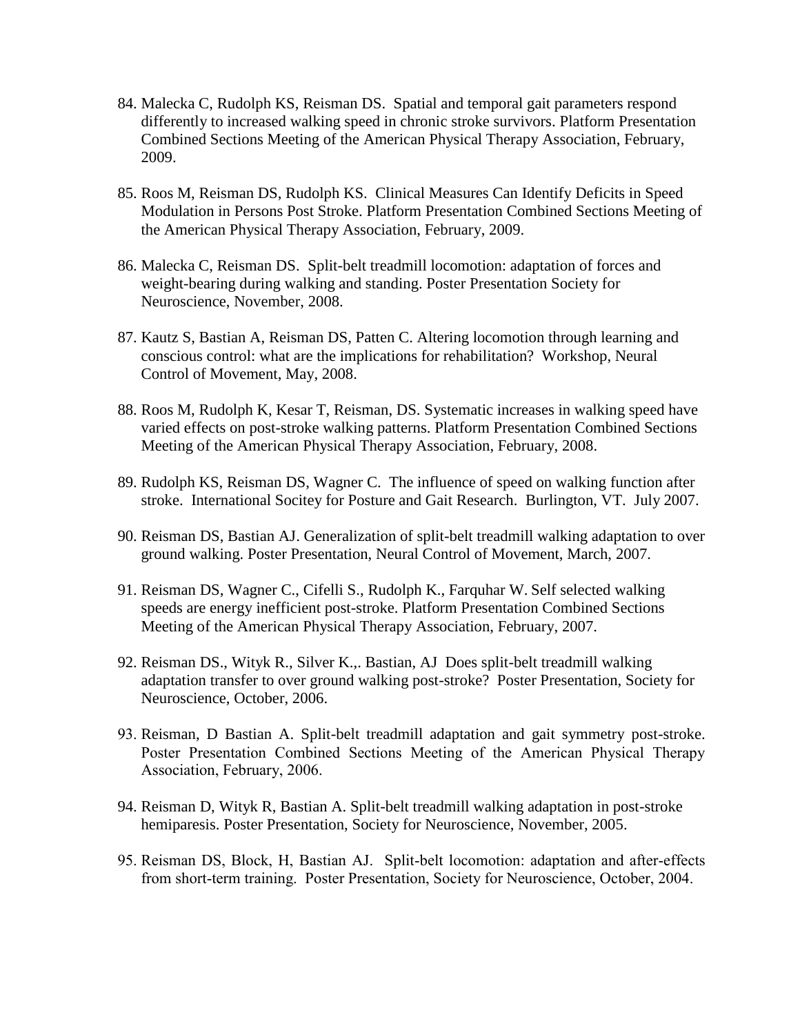84. Malecka C, Rudolph KS, Reisman DS. Spatial and temporal gait parameters respond differently to increased walking speed in chronic stroke survivors. Platform Presentation Combined Sections Meeting of the American Physical Therapy Association, February, 2009.

85. Roos M, Reisman DS, Rudolph KS. Clinical Measures Can Identify Deficits in Speed Modulation in Persons Post Stroke. Platform Presentation Combined Sections Meeting of the American Physical Therapy Association, February, 2009.

86. Malecka C, Reisman DS. Split-belt treadmill locomotion: adaptation of forces and weight-bearing during walking and standing. Poster Presentation Society for Neuroscience, November, 2008.

87. Kautz S, Bastian A, Reisman DS, Patten C. Altering locomotion through learning and conscious control: what are the implications for rehabilitation? Workshop, Neural Control of Movement, May, 2008.

88. Roos M, Rudolph K, Kesar T, Reisman, DS. Systematic increases in walking speed have varied effects on post-stroke walking patterns. Platform Presentation Combined Sections Meeting of the American Physical Therapy Association, February, 2008.

89. Rudolph KS, Reisman DS, Wagner C. The influence of speed on walking function after stroke. International Socitey for Posture and Gait Research. Burlington, VT. July 2007.

90. Reisman DS, Bastian AJ. Generalization of split-belt treadmill walking adaptation to over ground walking. Poster Presentation, Neural Control of Movement, March, 2007.

91. Reisman DS, Wagner C., Cifelli S., Rudolph K., Farquhar W. Self selected walking speeds are energy inefficient post-stroke. Platform Presentation Combined Sections Meeting of the American Physical Therapy Association, February, 2007.

92. Reisman DS., Wityk R., Silver K.,. Bastian, AJ Does split-belt treadmill walking adaptation transfer to over ground walking post-stroke? Poster Presentation, Society for Neuroscience, October, 2006.

93. Reisman, D Bastian A. Split-belt treadmill adaptation and gait symmetry post-stroke. Poster Presentation Combined Sections Meeting of the American Physical Therapy Association, February, 2006.

94. Reisman D, Wityk R, Bastian A. Split-belt treadmill walking adaptation in post-stroke hemiparesis. Poster Presentation, Society for Neuroscience, November, 2005.

95. Reisman DS, Block, H, Bastian AJ. Split-belt locomotion: adaptation and after-effects from short-term training. Poster Presentation, Society for Neuroscience, October, 2004.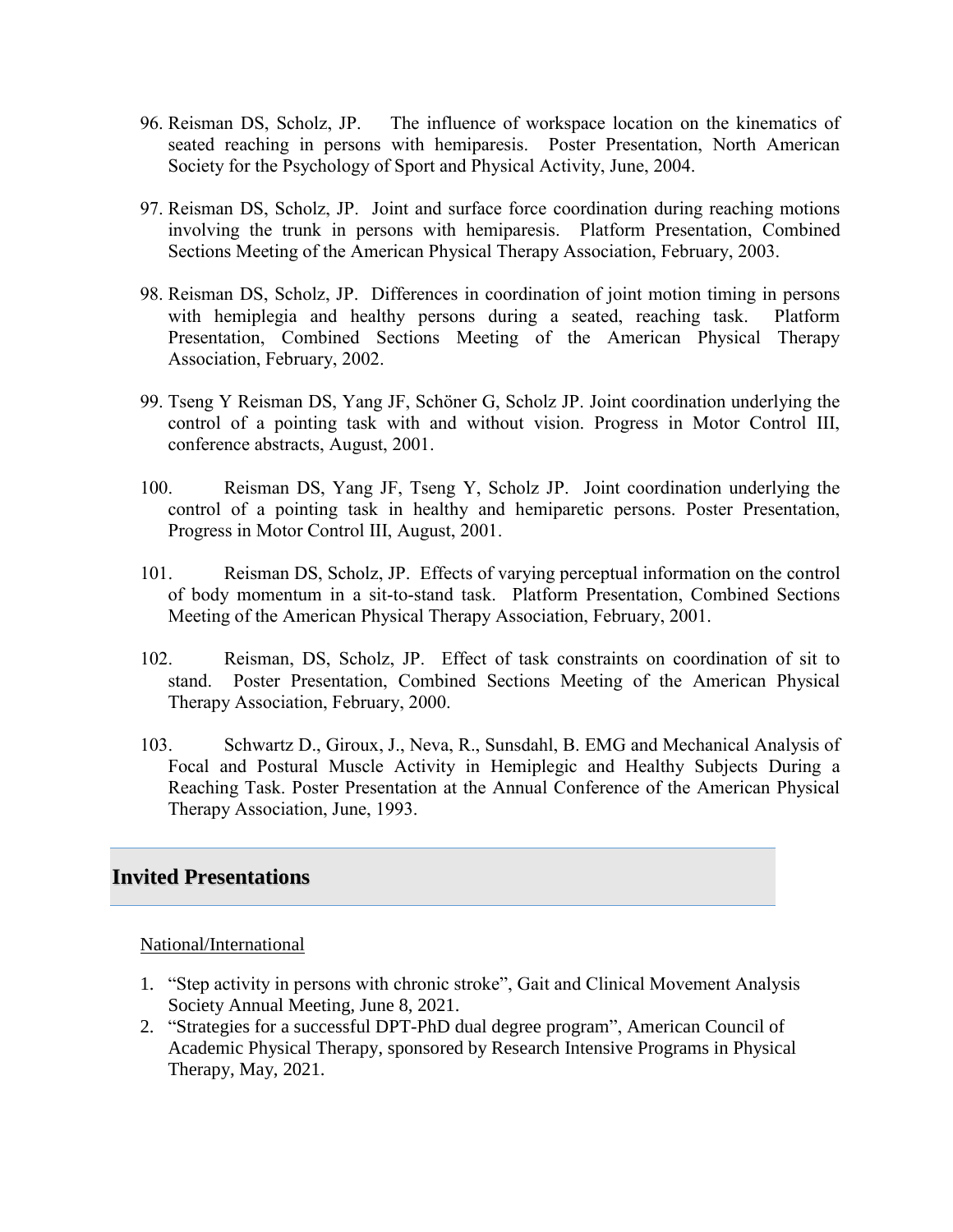96. Reisman DS, Scholz, JP. The influence of workspace location on the kinematics of seated reaching in persons with hemiparesis. Poster Presentation, North American Society for the Psychology of Sport and Physical Activity, June, 2004.

97. Reisman DS, Scholz, JP. Joint and surface force coordination during reaching motions involving the trunk in persons with hemiparesis. Platform Presentation, Combined Sections Meeting of the American Physical Therapy Association, February, 2003.

98. Reisman DS, Scholz, JP. Differences in coordination of joint motion timing in persons with hemiplegia and healthy persons during a seated, reaching task. Platform Presentation, Combined Sections Meeting of the American Physical Therapy Association, February, 2002.

99. Tseng Y Reisman DS, Yang JF, Schöner G, Scholz JP. Joint coordination underlying the control of a pointing task with and without vision. Progress in Motor Control III, conference abstracts, August, 2001.

100. Reisman DS, Yang JF, Tseng Y, Scholz JP. Joint coordination underlying the control of a pointing task in healthy and hemiparetic persons. Poster Presentation, Progress in Motor Control III, August, 2001.

101. Reisman DS, Scholz, JP. Effects of varying perceptual information on the control of body momentum in a sit-to-stand task. Platform Presentation, Combined Sections Meeting of the American Physical Therapy Association, February, 2001.

102. Reisman, DS, Scholz, JP. Effect of task constraints on coordination of sit to stand. Poster Presentation, Combined Sections Meeting of the American Physical Therapy Association, February, 2000.

103. Schwartz D., Giroux, J., Neva, R., Sunsdahl, B. EMG and Mechanical Analysis of Focal and Postural Muscle Activity in Hemiplegic and Healthy Subjects During a Reaching Task. Poster Presentation at the Annual Conference of the American Physical Therapy Association, June, 1993.

## Invited Presentations

National/International

1. "Step activity in persons with chronic stroke", Gait and Clinical Movement Analysis Society Annual Meeting, June 8, 2021.
2. "Strategies for a successful DPT-PhD dual degree program", American Council of Academic Physical Therapy, sponsored by Research Intensive Programs in Physical Therapy, May, 2021.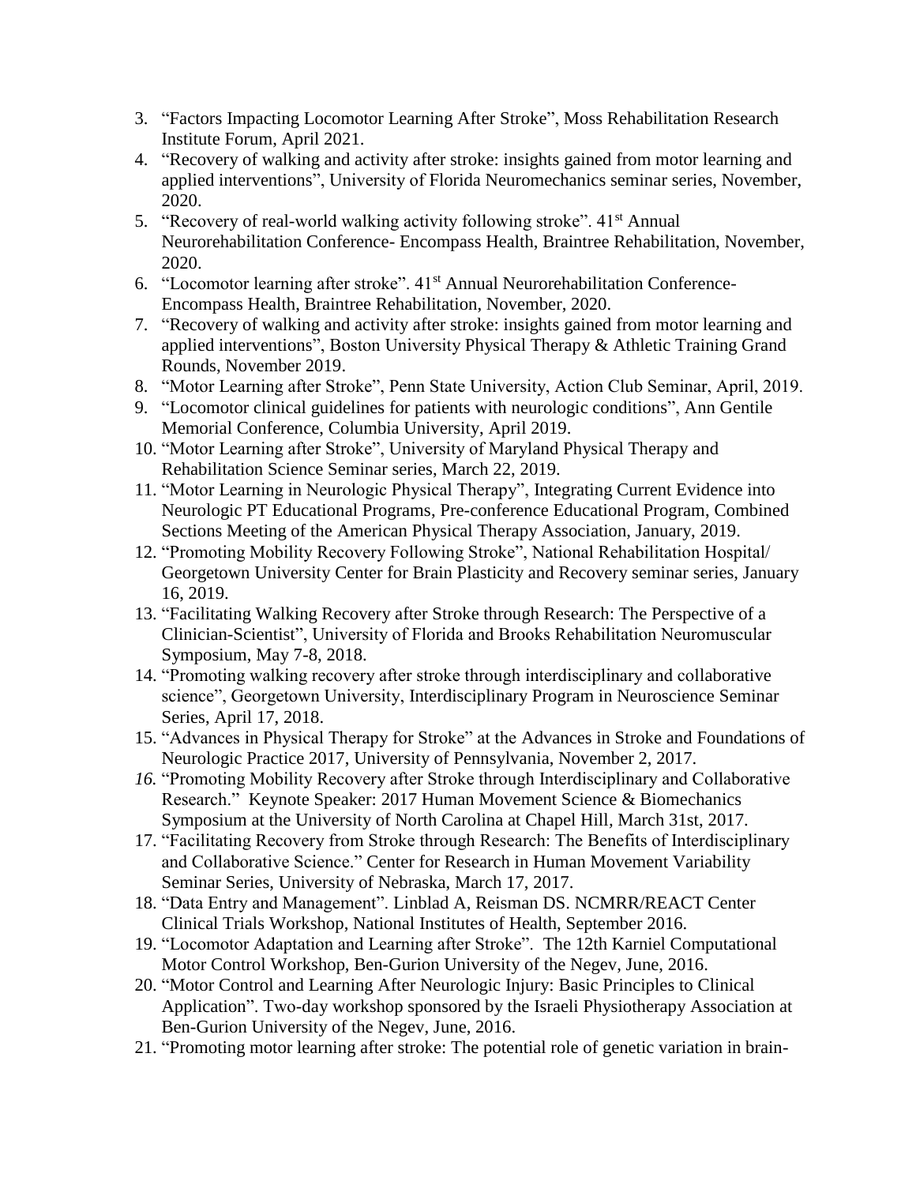3. "Factors Impacting Locomotor Learning After Stroke", Moss Rehabilitation Research Institute Forum, April 2021.
4. "Recovery of walking and activity after stroke: insights gained from motor learning and applied interventions", University of Florida Neuromechanics seminar series, November, 2020.
5. "Recovery of real-world walking activity following stroke". 41st Annual Neurorehabilitation Conference- Encompass Health, Braintree Rehabilitation, November, 2020.
6. "Locomotor learning after stroke". 41st Annual Neurorehabilitation Conference- Encompass Health, Braintree Rehabilitation, November, 2020.
7. "Recovery of walking and activity after stroke: insights gained from motor learning and applied interventions", Boston University Physical Therapy & Athletic Training Grand Rounds, November 2019.
8. "Motor Learning after Stroke", Penn State University, Action Club Seminar, April, 2019.
9. "Locomotor clinical guidelines for patients with neurologic conditions", Ann Gentile Memorial Conference, Columbia University, April 2019.
10. "Motor Learning after Stroke", University of Maryland Physical Therapy and Rehabilitation Science Seminar series, March 22, 2019.
11. "Motor Learning in Neurologic Physical Therapy", Integrating Current Evidence into Neurologic PT Educational Programs, Pre-conference Educational Program, Combined Sections Meeting of the American Physical Therapy Association, January, 2019.
12. "Promoting Mobility Recovery Following Stroke", National Rehabilitation Hospital/ Georgetown University Center for Brain Plasticity and Recovery seminar series, January 16, 2019.
13. "Facilitating Walking Recovery after Stroke through Research: The Perspective of a Clinician-Scientist", University of Florida and Brooks Rehabilitation Neuromuscular Symposium, May 7-8, 2018.
14. "Promoting walking recovery after stroke through interdisciplinary and collaborative science", Georgetown University, Interdisciplinary Program in Neuroscience Seminar Series, April 17, 2018.
15. "Advances in Physical Therapy for Stroke" at the Advances in Stroke and Foundations of Neurologic Practice 2017, University of Pennsylvania, November 2, 2017.
16. "Promoting Mobility Recovery after Stroke through Interdisciplinary and Collaborative Research." Keynote Speaker: 2017 Human Movement Science & Biomechanics Symposium at the University of North Carolina at Chapel Hill, March 31st, 2017.
17. "Facilitating Recovery from Stroke through Research: The Benefits of Interdisciplinary and Collaborative Science." Center for Research in Human Movement Variability Seminar Series, University of Nebraska, March 17, 2017.
18. "Data Entry and Management". Linblad A, Reisman DS. NCMRR/REACT Center Clinical Trials Workshop, National Institutes of Health, September 2016.
19. "Locomotor Adaptation and Learning after Stroke". The 12th Karniel Computational Motor Control Workshop, Ben-Gurion University of the Negev, June, 2016.
20. "Motor Control and Learning After Neurologic Injury: Basic Principles to Clinical Application". Two-day workshop sponsored by the Israeli Physiotherapy Association at Ben-Gurion University of the Negev, June, 2016.
21. "Promoting motor learning after stroke: The potential role of genetic variation in brain-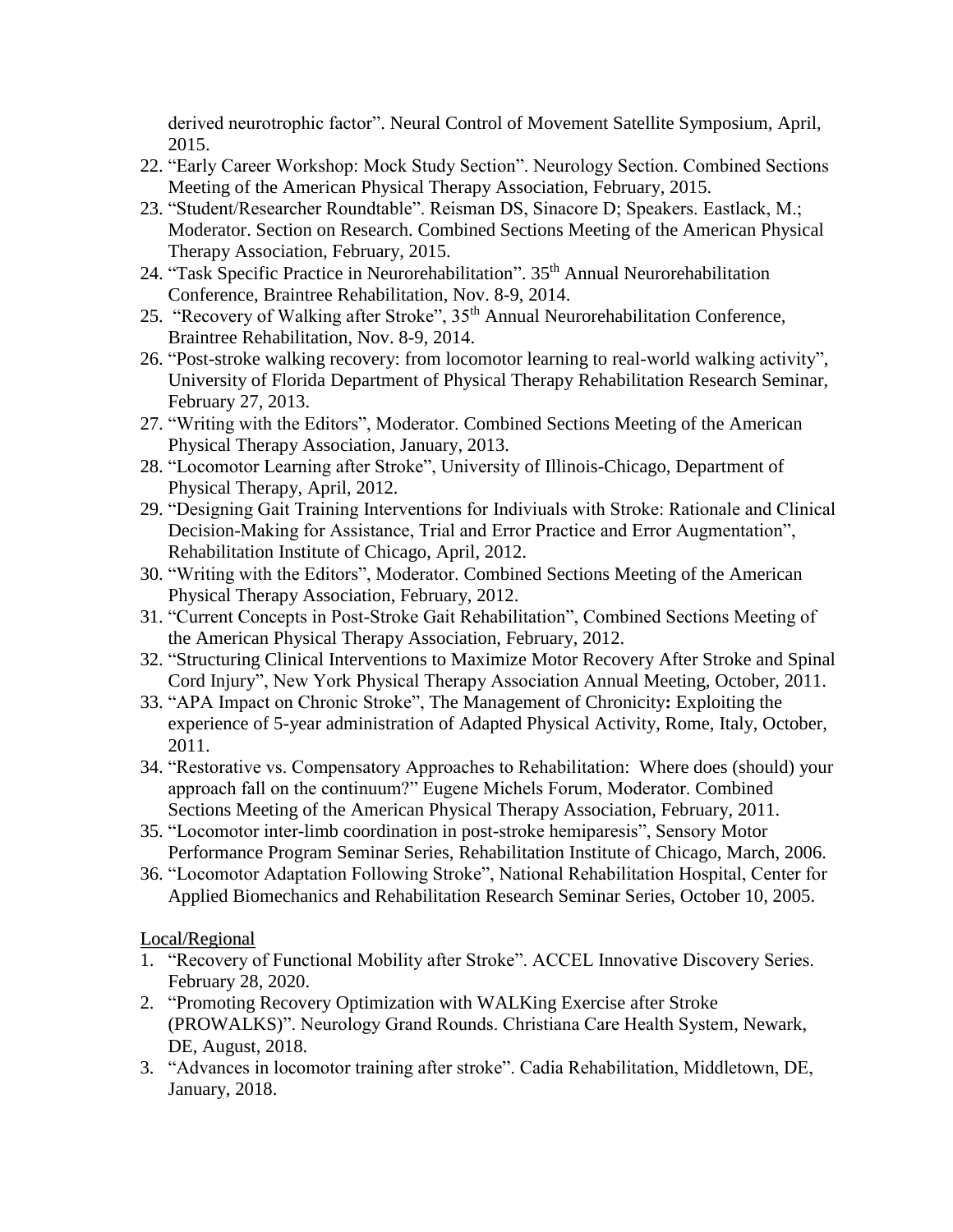derived neurotrophic factor". Neural Control of Movement Satellite Symposium, April, 2015.

22. "Early Career Workshop: Mock Study Section". Neurology Section. Combined Sections Meeting of the American Physical Therapy Association, February, 2015.
23. "Student/Researcher Roundtable". Reisman DS, Sinacore D; Speakers. Eastlack, M.; Moderator. Section on Research. Combined Sections Meeting of the American Physical Therapy Association, February, 2015.
24. "Task Specific Practice in Neurorehabilitation". 35th Annual Neurorehabilitation Conference, Braintree Rehabilitation, Nov. 8-9, 2014.
25. "Recovery of Walking after Stroke", 35th Annual Neurorehabilitation Conference, Braintree Rehabilitation, Nov. 8-9, 2014.
26. "Post-stroke walking recovery: from locomotor learning to real-world walking activity", University of Florida Department of Physical Therapy Rehabilitation Research Seminar, February 27, 2013.
27. "Writing with the Editors", Moderator. Combined Sections Meeting of the American Physical Therapy Association, January, 2013.
28. "Locomotor Learning after Stroke", University of Illinois-Chicago, Department of Physical Therapy, April, 2012.
29. "Designing Gait Training Interventions for Indiviuals with Stroke: Rationale and Clinical Decision-Making for Assistance, Trial and Error Practice and Error Augmentation", Rehabilitation Institute of Chicago, April, 2012.
30. "Writing with the Editors", Moderator. Combined Sections Meeting of the American Physical Therapy Association, February, 2012.
31. "Current Concepts in Post-Stroke Gait Rehabilitation", Combined Sections Meeting of the American Physical Therapy Association, February, 2012.
32. "Structuring Clinical Interventions to Maximize Motor Recovery After Stroke and Spinal Cord Injury", New York Physical Therapy Association Annual Meeting, October, 2011.
33. "APA Impact on Chronic Stroke", The Management of Chronicity**:** Exploiting the experience of 5-year administration of Adapted Physical Activity, Rome, Italy, October, 2011.
34. "Restorative vs. Compensatory Approaches to Rehabilitation: Where does (should) your approach fall on the continuum?" Eugene Michels Forum, Moderator. Combined Sections Meeting of the American Physical Therapy Association, February, 2011.
35. "Locomotor inter-limb coordination in post-stroke hemiparesis", Sensory Motor Performance Program Seminar Series, Rehabilitation Institute of Chicago, March, 2006.
36. "Locomotor Adaptation Following Stroke", National Rehabilitation Hospital, Center for Applied Biomechanics and Rehabilitation Research Seminar Series, October 10, 2005.

Local/Regional

1. "Recovery of Functional Mobility after Stroke". ACCEL Innovative Discovery Series. February 28, 2020.
2. "Promoting Recovery Optimization with WALKing Exercise after Stroke (PROWALKS)". Neurology Grand Rounds. Christiana Care Health System, Newark, DE, August, 2018.
3. "Advances in locomotor training after stroke". Cadia Rehabilitation, Middletown, DE, January, 2018.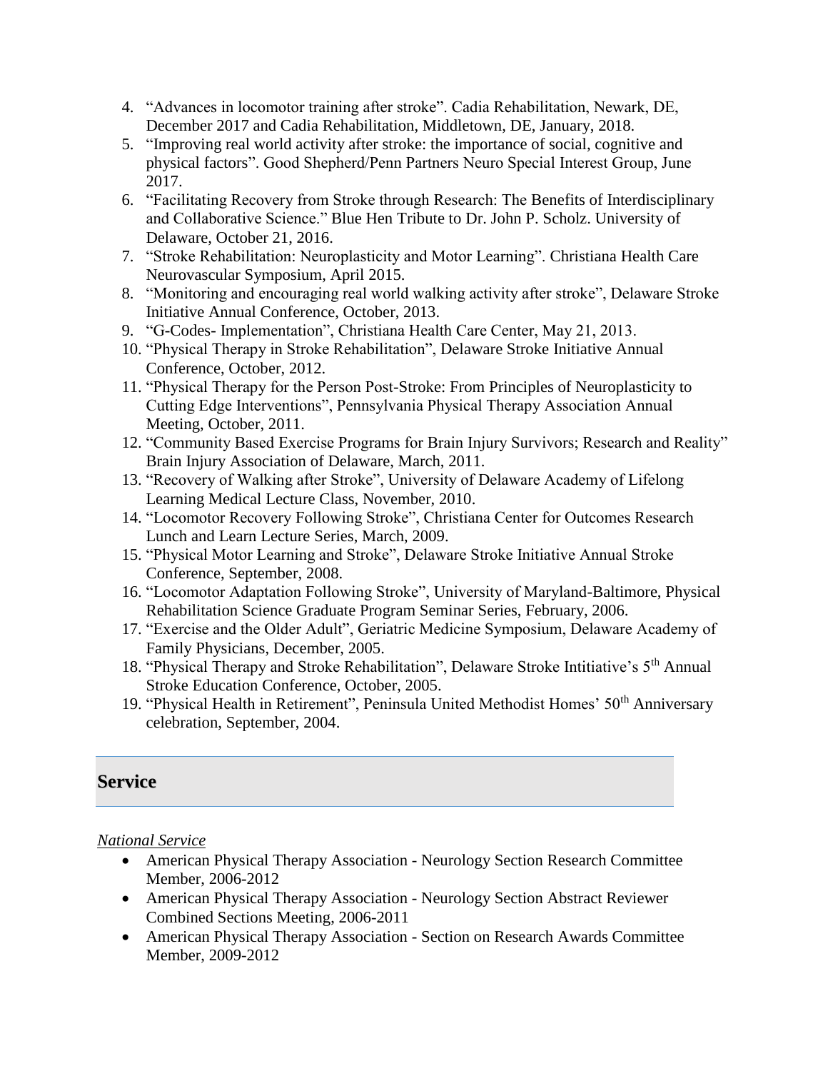4. "Advances in locomotor training after stroke". Cadia Rehabilitation, Newark, DE, December 2017 and Cadia Rehabilitation, Middletown, DE, January, 2018.
5. "Improving real world activity after stroke: the importance of social, cognitive and physical factors". Good Shepherd/Penn Partners Neuro Special Interest Group, June 2017.
6. "Facilitating Recovery from Stroke through Research: The Benefits of Interdisciplinary and Collaborative Science." Blue Hen Tribute to Dr. John P. Scholz. University of Delaware, October 21, 2016.
7. "Stroke Rehabilitation: Neuroplasticity and Motor Learning". Christiana Health Care Neurovascular Symposium, April 2015.
8. "Monitoring and encouraging real world walking activity after stroke", Delaware Stroke Initiative Annual Conference, October, 2013.
9. "G-Codes- Implementation", Christiana Health Care Center, May 21, 2013.
10. "Physical Therapy in Stroke Rehabilitation", Delaware Stroke Initiative Annual Conference, October, 2012.
11. "Physical Therapy for the Person Post-Stroke: From Principles of Neuroplasticity to Cutting Edge Interventions", Pennsylvania Physical Therapy Association Annual Meeting, October, 2011.
12. "Community Based Exercise Programs for Brain Injury Survivors; Research and Reality" Brain Injury Association of Delaware, March, 2011.
13. "Recovery of Walking after Stroke", University of Delaware Academy of Lifelong Learning Medical Lecture Class, November, 2010.
14. "Locomotor Recovery Following Stroke", Christiana Center for Outcomes Research Lunch and Learn Lecture Series, March, 2009.
15. "Physical Motor Learning and Stroke", Delaware Stroke Initiative Annual Stroke Conference, September, 2008.
16. "Locomotor Adaptation Following Stroke", University of Maryland-Baltimore, Physical Rehabilitation Science Graduate Program Seminar Series, February, 2006.
17. "Exercise and the Older Adult", Geriatric Medicine Symposium, Delaware Academy of Family Physicians, December, 2005.
18. "Physical Therapy and Stroke Rehabilitation", Delaware Stroke Intitiative's 5th Annual Stroke Education Conference, October, 2005.
19. "Physical Health in Retirement", Peninsula United Methodist Homes' 50th Anniversary celebration, September, 2004.

## Service

*National Service*

- American Physical Therapy Association - Neurology Section Research Committee Member, 2006-2012
- American Physical Therapy Association - Neurology Section Abstract Reviewer Combined Sections Meeting, 2006-2011
- American Physical Therapy Association - Section on Research Awards Committee Member, 2009-2012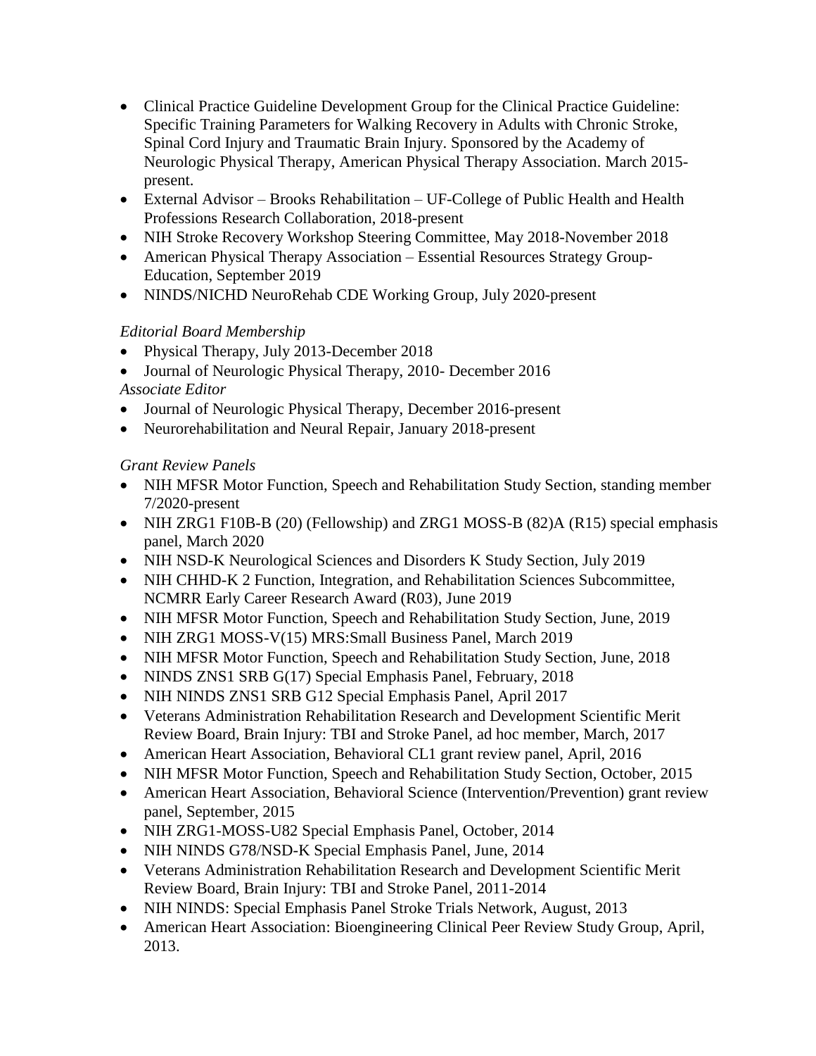- Clinical Practice Guideline Development Group for the Clinical Practice Guideline: Specific Training Parameters for Walking Recovery in Adults with Chronic Stroke, Spinal Cord Injury and Traumatic Brain Injury. Sponsored by the Academy of Neurologic Physical Therapy, American Physical Therapy Association. March 2015-present.
- External Advisor – Brooks Rehabilitation – UF-College of Public Health and Health Professions Research Collaboration, 2018-present
- NIH Stroke Recovery Workshop Steering Committee, May 2018-November 2018
- American Physical Therapy Association – Essential Resources Strategy Group-Education, September 2019
- NINDS/NICHD NeuroRehab CDE Working Group, July 2020-present

*Editorial Board Membership*

- Physical Therapy, July 2013-December 2018
- Journal of Neurologic Physical Therapy, 2010- December 2016

*Associate Editor*

- Journal of Neurologic Physical Therapy, December 2016-present
- Neurorehabilitation and Neural Repair, January 2018-present

*Grant Review Panels*

- NIH MFSR Motor Function, Speech and Rehabilitation Study Section, standing member 7/2020-present
- NIH ZRG1 F10B-B (20) (Fellowship) and ZRG1 MOSS-B (82)A (R15) special emphasis panel, March 2020
- NIH NSD-K Neurological Sciences and Disorders K Study Section, July 2019
- NIH CHHD-K 2 Function, Integration, and Rehabilitation Sciences Subcommittee, NCMRR Early Career Research Award (R03), June 2019
- NIH MFSR Motor Function, Speech and Rehabilitation Study Section, June, 2019
- NIH ZRG1 MOSS-V(15) MRS:Small Business Panel, March 2019
- NIH MFSR Motor Function, Speech and Rehabilitation Study Section, June, 2018
- NINDS ZNS1 SRB G(17) Special Emphasis Panel, February, 2018
- NIH NINDS ZNS1 SRB G12 Special Emphasis Panel, April 2017
- Veterans Administration Rehabilitation Research and Development Scientific Merit Review Board, Brain Injury: TBI and Stroke Panel, ad hoc member, March, 2017
- American Heart Association, Behavioral CL1 grant review panel, April, 2016
- NIH MFSR Motor Function, Speech and Rehabilitation Study Section, October, 2015
- American Heart Association, Behavioral Science (Intervention/Prevention) grant review panel, September, 2015
- NIH ZRG1-MOSS-U82 Special Emphasis Panel, October, 2014
- NIH NINDS G78/NSD-K Special Emphasis Panel, June, 2014
- Veterans Administration Rehabilitation Research and Development Scientific Merit Review Board, Brain Injury: TBI and Stroke Panel, 2011-2014
- NIH NINDS: Special Emphasis Panel Stroke Trials Network, August, 2013
- American Heart Association: Bioengineering Clinical Peer Review Study Group, April, 2013.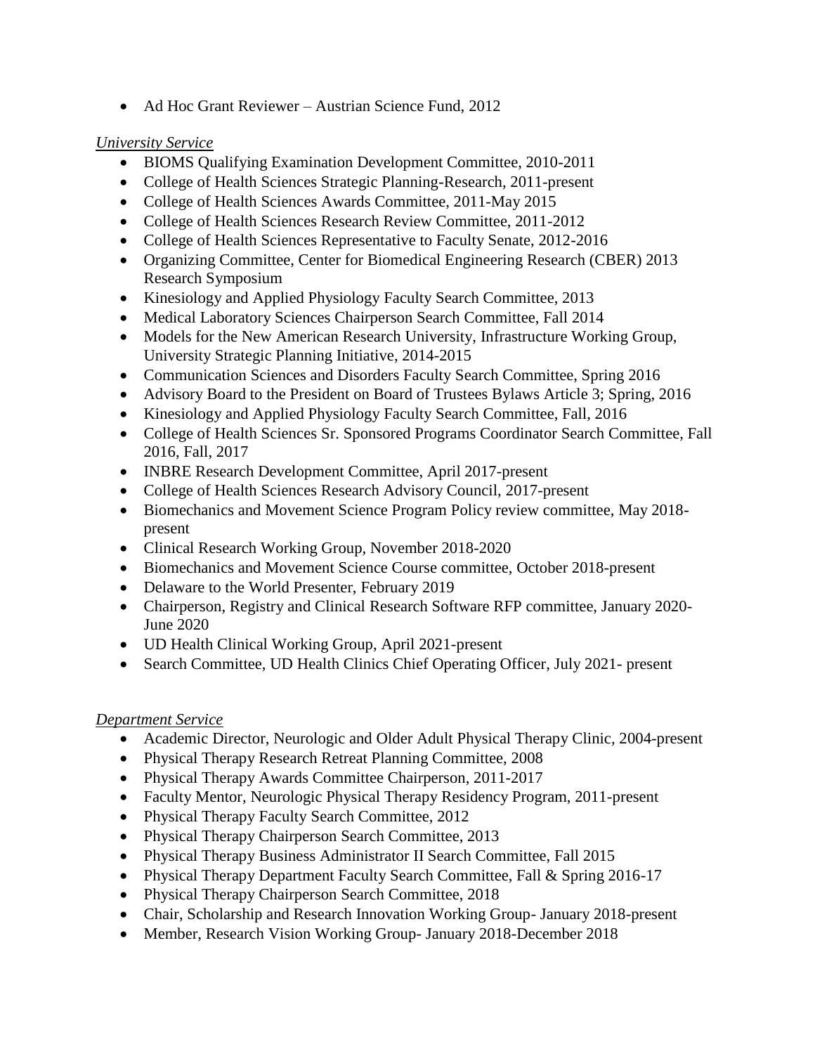- Ad Hoc Grant Reviewer – Austrian Science Fund, 2012

*University Service*

- BIOMS Qualifying Examination Development Committee, 2010-2011
- College of Health Sciences Strategic Planning-Research, 2011-present
- College of Health Sciences Awards Committee, 2011-May 2015
- College of Health Sciences Research Review Committee, 2011-2012
- College of Health Sciences Representative to Faculty Senate, 2012-2016
- Organizing Committee, Center for Biomedical Engineering Research (CBER) 2013 Research Symposium
- Kinesiology and Applied Physiology Faculty Search Committee, 2013
- Medical Laboratory Sciences Chairperson Search Committee, Fall 2014
- Models for the New American Research University, Infrastructure Working Group, University Strategic Planning Initiative, 2014-2015
- Communication Sciences and Disorders Faculty Search Committee, Spring 2016
- Advisory Board to the President on Board of Trustees Bylaws Article 3; Spring, 2016
- Kinesiology and Applied Physiology Faculty Search Committee, Fall, 2016
- College of Health Sciences Sr. Sponsored Programs Coordinator Search Committee, Fall 2016, Fall, 2017
- INBRE Research Development Committee, April 2017-present
- College of Health Sciences Research Advisory Council, 2017-present
- Biomechanics and Movement Science Program Policy review committee, May 2018-present
- Clinical Research Working Group, November 2018-2020
- Biomechanics and Movement Science Course committee, October 2018-present
- Delaware to the World Presenter, February 2019
- Chairperson, Registry and Clinical Research Software RFP committee, January 2020-June 2020
- UD Health Clinical Working Group, April 2021-present
- Search Committee, UD Health Clinics Chief Operating Officer, July 2021- present

*Department Service*

- Academic Director, Neurologic and Older Adult Physical Therapy Clinic, 2004-present
- Physical Therapy Research Retreat Planning Committee, 2008
- Physical Therapy Awards Committee Chairperson, 2011-2017
- Faculty Mentor, Neurologic Physical Therapy Residency Program, 2011-present
- Physical Therapy Faculty Search Committee, 2012
- Physical Therapy Chairperson Search Committee, 2013
- Physical Therapy Business Administrator II Search Committee, Fall 2015
- Physical Therapy Department Faculty Search Committee, Fall & Spring 2016-17
- Physical Therapy Chairperson Search Committee, 2018
- Chair, Scholarship and Research Innovation Working Group- January 2018-present
- Member, Research Vision Working Group- January 2018-December 2018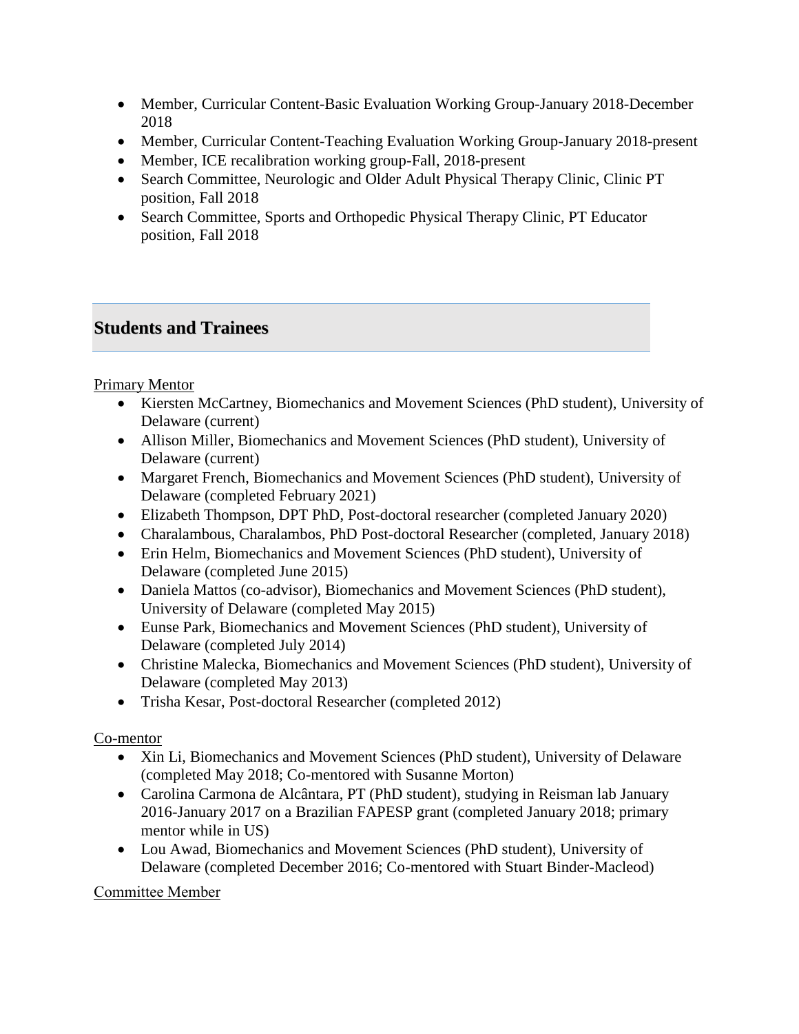- Member, Curricular Content-Basic Evaluation Working Group-January 2018-December 2018
- Member, Curricular Content-Teaching Evaluation Working Group-January 2018-present
- Member, ICE recalibration working group-Fall, 2018-present
- Search Committee, Neurologic and Older Adult Physical Therapy Clinic, Clinic PT position, Fall 2018
- Search Committee, Sports and Orthopedic Physical Therapy Clinic, PT Educator position, Fall 2018

## Students and Trainees

Primary Mentor

- Kiersten McCartney, Biomechanics and Movement Sciences (PhD student), University of Delaware (current)
- Allison Miller, Biomechanics and Movement Sciences (PhD student), University of Delaware (current)
- Margaret French, Biomechanics and Movement Sciences (PhD student), University of Delaware (completed February 2021)
- Elizabeth Thompson, DPT PhD, Post-doctoral researcher (completed January 2020)
- Charalambous, Charalambos, PhD Post-doctoral Researcher (completed, January 2018)
- Erin Helm, Biomechanics and Movement Sciences (PhD student), University of Delaware (completed June 2015)
- Daniela Mattos (co-advisor), Biomechanics and Movement Sciences (PhD student), University of Delaware (completed May 2015)
- Eunse Park, Biomechanics and Movement Sciences (PhD student), University of Delaware (completed July 2014)
- Christine Malecka, Biomechanics and Movement Sciences (PhD student), University of Delaware (completed May 2013)
- Trisha Kesar, Post-doctoral Researcher (completed 2012)

Co-mentor

- Xin Li, Biomechanics and Movement Sciences (PhD student), University of Delaware (completed May 2018; Co-mentored with Susanne Morton)
- Carolina Carmona de Alcântara, PT (PhD student), studying in Reisman lab January 2016-January 2017 on a Brazilian FAPESP grant (completed January 2018; primary mentor while in US)
- Lou Awad, Biomechanics and Movement Sciences (PhD student), University of Delaware (completed December 2016; Co-mentored with Stuart Binder-Macleod)

Committee Member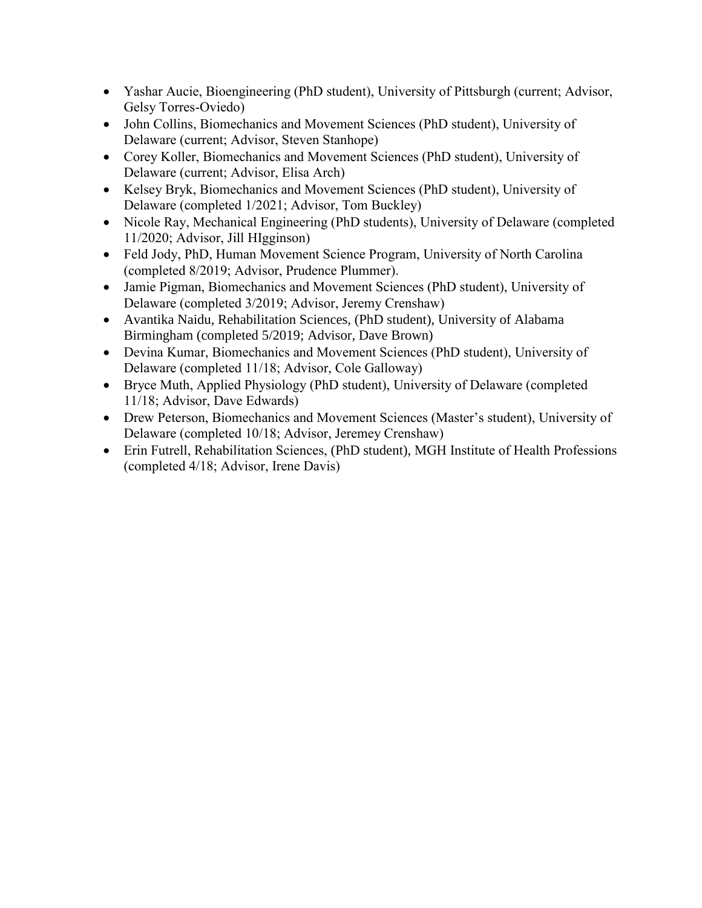- Yashar Aucie, Bioengineering (PhD student), University of Pittsburgh (current; Advisor, Gelsy Torres-Oviedo)
- John Collins, Biomechanics and Movement Sciences (PhD student), University of Delaware (current; Advisor, Steven Stanhope)
- Corey Koller, Biomechanics and Movement Sciences (PhD student), University of Delaware (current; Advisor, Elisa Arch)
- Kelsey Bryk, Biomechanics and Movement Sciences (PhD student), University of Delaware (completed 1/2021; Advisor, Tom Buckley)
- Nicole Ray, Mechanical Engineering (PhD students), University of Delaware (completed 11/2020; Advisor, Jill HIgginson)
- Feld Jody, PhD, Human Movement Science Program, University of North Carolina (completed 8/2019; Advisor, Prudence Plummer).
- Jamie Pigman, Biomechanics and Movement Sciences (PhD student), University of Delaware (completed 3/2019; Advisor, Jeremy Crenshaw)
- Avantika Naidu, Rehabilitation Sciences, (PhD student), University of Alabama Birmingham (completed 5/2019; Advisor, Dave Brown)
- Devina Kumar, Biomechanics and Movement Sciences (PhD student), University of Delaware (completed 11/18; Advisor, Cole Galloway)
- Bryce Muth, Applied Physiology (PhD student), University of Delaware (completed 11/18; Advisor, Dave Edwards)
- Drew Peterson, Biomechanics and Movement Sciences (Master's student), University of Delaware (completed 10/18; Advisor, Jeremey Crenshaw)
- Erin Futrell, Rehabilitation Sciences, (PhD student), MGH Institute of Health Professions (completed 4/18; Advisor, Irene Davis)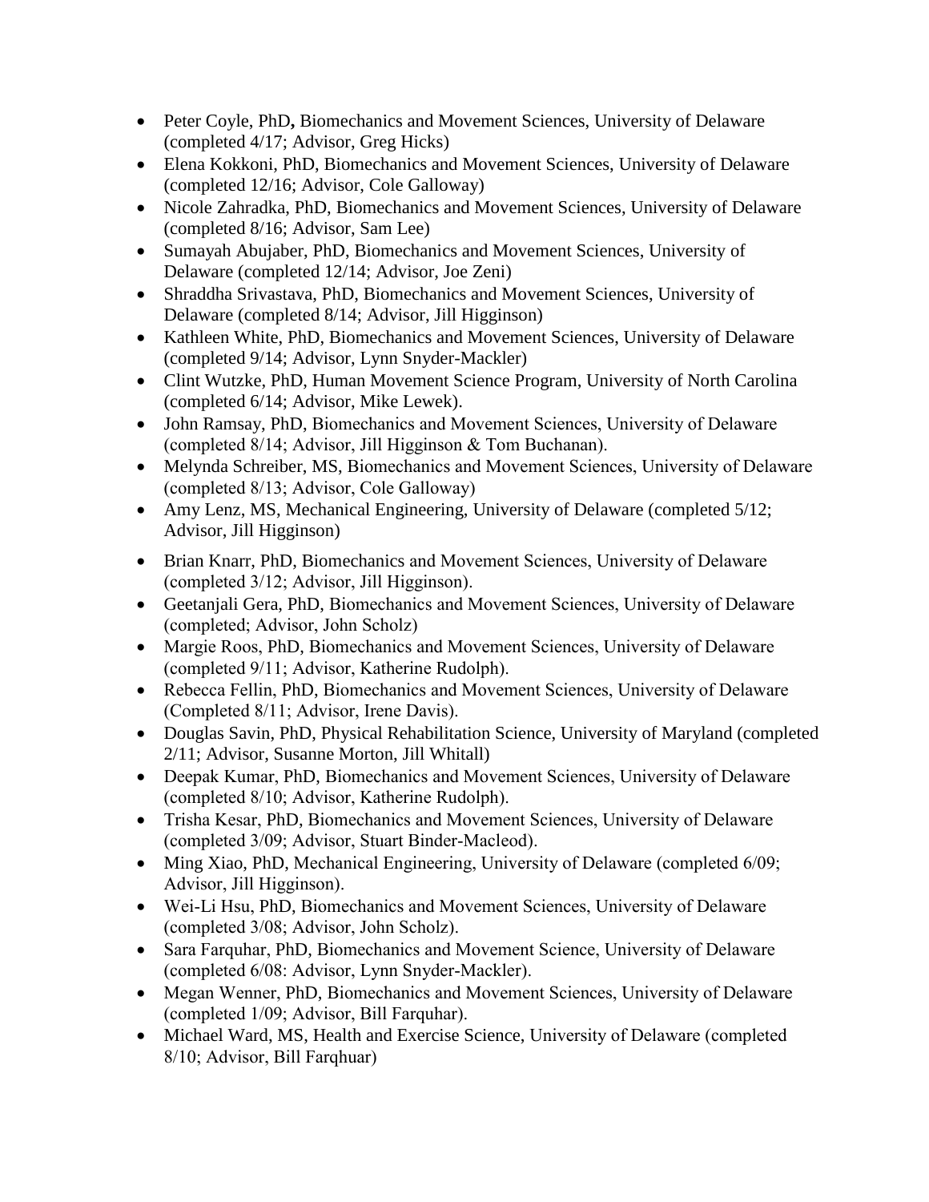- Peter Coyle, PhD**,** Biomechanics and Movement Sciences, University of Delaware (completed 4/17; Advisor, Greg Hicks)
- Elena Kokkoni, PhD, Biomechanics and Movement Sciences, University of Delaware (completed 12/16; Advisor, Cole Galloway)
- Nicole Zahradka, PhD, Biomechanics and Movement Sciences, University of Delaware (completed 8/16; Advisor, Sam Lee)
- Sumayah Abujaber, PhD, Biomechanics and Movement Sciences, University of Delaware (completed 12/14; Advisor, Joe Zeni)
- Shraddha Srivastava, PhD, Biomechanics and Movement Sciences, University of Delaware (completed 8/14; Advisor, Jill Higginson)
- Kathleen White, PhD, Biomechanics and Movement Sciences, University of Delaware (completed 9/14; Advisor, Lynn Snyder-Mackler)
- Clint Wutzke, PhD, Human Movement Science Program, University of North Carolina (completed 6/14; Advisor, Mike Lewek).
- John Ramsay, PhD, Biomechanics and Movement Sciences, University of Delaware (completed 8/14; Advisor, Jill Higginson & Tom Buchanan).
- Melynda Schreiber, MS, Biomechanics and Movement Sciences, University of Delaware (completed 8/13; Advisor, Cole Galloway)
- Amy Lenz, MS, Mechanical Engineering, University of Delaware (completed 5/12; Advisor, Jill Higginson)
- Brian Knarr, PhD, Biomechanics and Movement Sciences, University of Delaware (completed 3/12; Advisor, Jill Higginson).
- Geetanjali Gera, PhD, Biomechanics and Movement Sciences, University of Delaware (completed; Advisor, John Scholz)
- Margie Roos, PhD, Biomechanics and Movement Sciences, University of Delaware (completed 9/11; Advisor, Katherine Rudolph).
- Rebecca Fellin, PhD, Biomechanics and Movement Sciences, University of Delaware (Completed 8/11; Advisor, Irene Davis).
- Douglas Savin, PhD, Physical Rehabilitation Science, University of Maryland (completed 2/11; Advisor, Susanne Morton, Jill Whitall)
- Deepak Kumar, PhD, Biomechanics and Movement Sciences, University of Delaware (completed 8/10; Advisor, Katherine Rudolph).
- Trisha Kesar, PhD, Biomechanics and Movement Sciences, University of Delaware (completed 3/09; Advisor, Stuart Binder-Macleod).
- Ming Xiao, PhD, Mechanical Engineering, University of Delaware (completed 6/09; Advisor, Jill Higginson).
- Wei-Li Hsu, PhD, Biomechanics and Movement Sciences, University of Delaware (completed 3/08; Advisor, John Scholz).
- Sara Farquhar, PhD, Biomechanics and Movement Science, University of Delaware (completed 6/08: Advisor, Lynn Snyder-Mackler).
- Megan Wenner, PhD, Biomechanics and Movement Sciences, University of Delaware (completed 1/09; Advisor, Bill Farquhar).
- Michael Ward, MS, Health and Exercise Science, University of Delaware (completed 8/10; Advisor, Bill Farqhuar)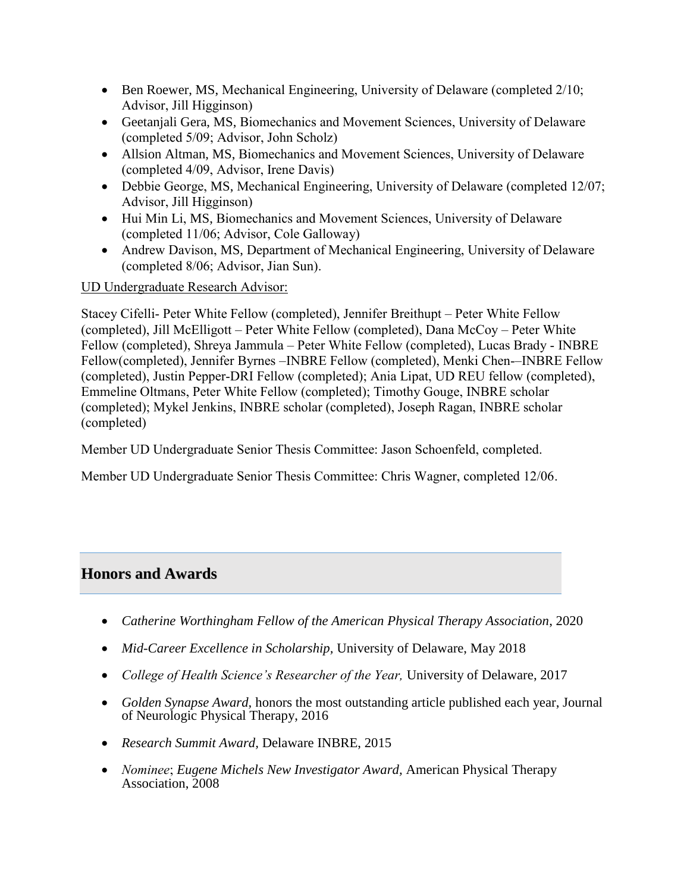- Ben Roewer, MS, Mechanical Engineering, University of Delaware (completed 2/10; Advisor, Jill Higginson)
- Geetanjali Gera, MS, Biomechanics and Movement Sciences, University of Delaware (completed 5/09; Advisor, John Scholz)
- Allsion Altman, MS, Biomechanics and Movement Sciences, University of Delaware (completed 4/09, Advisor, Irene Davis)
- Debbie George, MS, Mechanical Engineering, University of Delaware (completed 12/07; Advisor, Jill Higginson)
- Hui Min Li, MS, Biomechanics and Movement Sciences, University of Delaware (completed 11/06; Advisor, Cole Galloway)
- Andrew Davison, MS, Department of Mechanical Engineering, University of Delaware (completed 8/06; Advisor, Jian Sun).

UD Undergraduate Research Advisor:

Stacey Cifelli- Peter White Fellow (completed), Jennifer Breithupt – Peter White Fellow (completed), Jill McElligott – Peter White Fellow (completed), Dana McCoy – Peter White Fellow (completed), Shreya Jammula – Peter White Fellow (completed), Lucas Brady - INBRE Fellow(completed), Jennifer Byrnes –INBRE Fellow (completed), Menki Chen-–INBRE Fellow (completed), Justin Pepper-DRI Fellow (completed); Ania Lipat, UD REU fellow (completed), Emmeline Oltmans, Peter White Fellow (completed); Timothy Gouge, INBRE scholar (completed); Mykel Jenkins, INBRE scholar (completed), Joseph Ragan, INBRE scholar (completed)

Member UD Undergraduate Senior Thesis Committee: Jason Schoenfeld, completed.

Member UD Undergraduate Senior Thesis Committee: Chris Wagner, completed 12/06.

## Honors and Awards

- *Catherine Worthingham Fellow of the American Physical Therapy Association*, 2020
- *Mid-Career Excellence in Scholarship,* University of Delaware, May 2018
- *College of Health Science's Researcher of the Year,* University of Delaware, 2017
- *Golden Synapse Award,* honors the most outstanding article published each year, Journal of Neurologic Physical Therapy, 2016
- *Research Summit Award,* Delaware INBRE, 2015
- *Nominee*; *Eugene Michels New Investigator Award,* American Physical Therapy Association, 2008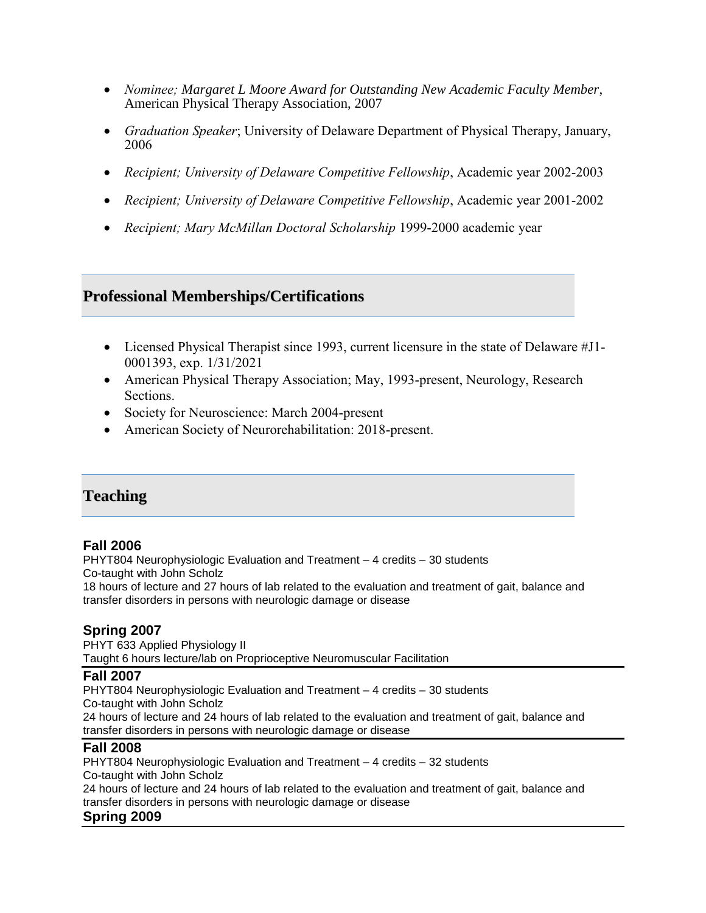- *Nominee; Margaret L Moore Award for Outstanding New Academic Faculty Member*, American Physical Therapy Association, 2007

- *Graduation Speaker*; University of Delaware Department of Physical Therapy, January, 2006

- *Recipient; University of Delaware Competitive Fellowship*, Academic year 2002-2003

- *Recipient; University of Delaware Competitive Fellowship*, Academic year 2001-2002

- *Recipient; Mary McMillan Doctoral Scholarship* 1999-2000 academic year

## Professional Memberships/Certifications

- Licensed Physical Therapist since 1993, current licensure in the state of Delaware #J1-0001393, exp. 1/31/2021
- American Physical Therapy Association; May, 1993-present, Neurology, Research Sections.
- Society for Neuroscience: March 2004-present
- American Society of Neurorehabilitation: 2018-present.

## Teaching

### Fall 2006

PHYT804 Neurophysiologic Evaluation and Treatment – 4 credits – 30 students
Co-taught with John Scholz
18 hours of lecture and 27 hours of lab related to the evaluation and treatment of gait, balance and transfer disorders in persons with neurologic damage or disease

### Spring 2007

PHYT 633 Applied Physiology II
Taught 6 hours lecture/lab on Proprioceptive Neuromuscular Facilitation

### Fall 2007

PHYT804 Neurophysiologic Evaluation and Treatment – 4 credits – 30 students
Co-taught with John Scholz
24 hours of lecture and 24 hours of lab related to the evaluation and treatment of gait, balance and transfer disorders in persons with neurologic damage or disease

### Fall 2008

PHYT804 Neurophysiologic Evaluation and Treatment – 4 credits – 32 students
Co-taught with John Scholz
24 hours of lecture and 24 hours of lab related to the evaluation and treatment of gait, balance and transfer disorders in persons with neurologic damage or disease

### Spring 2009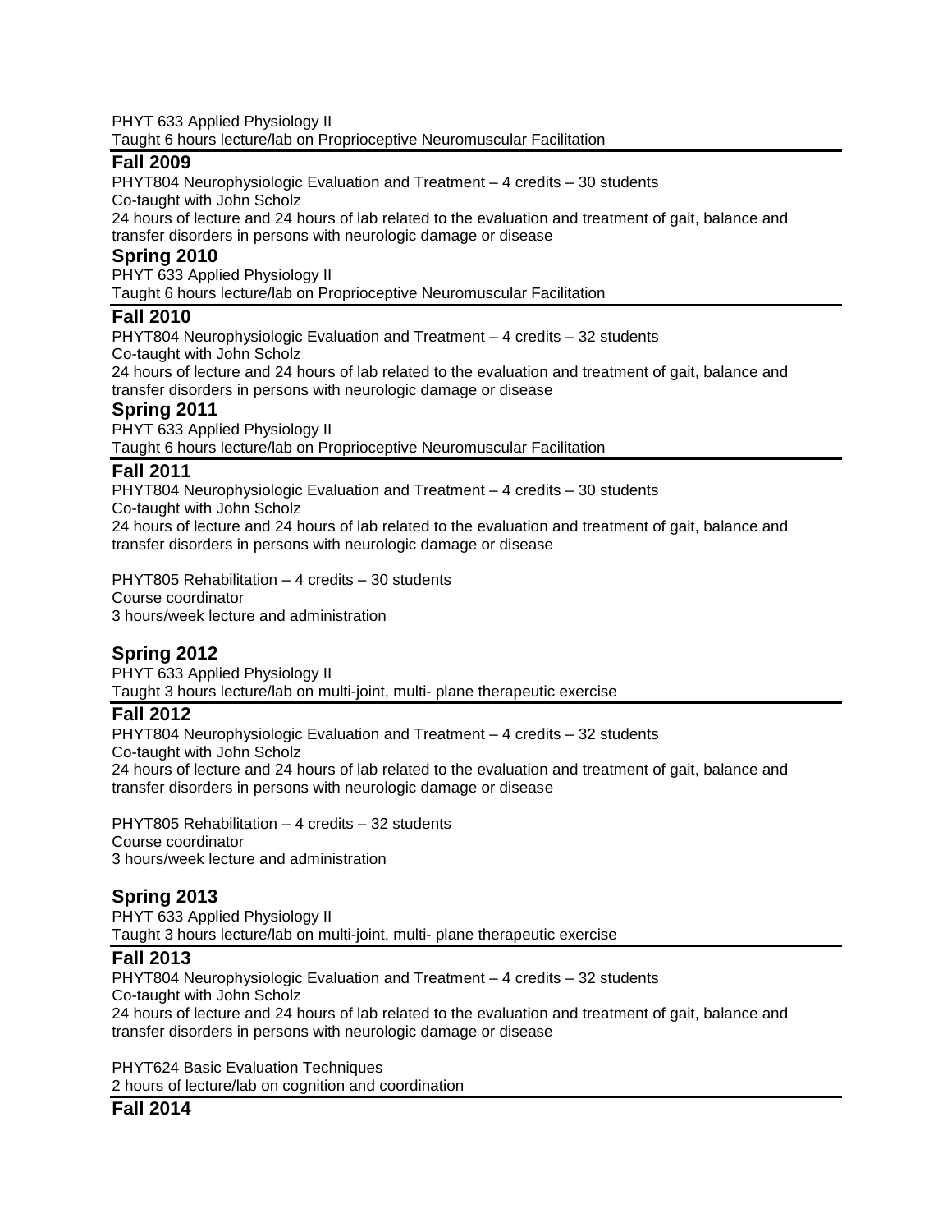PHYT 633 Applied Physiology II
Taught 6 hours lecture/lab on Proprioceptive Neuromuscular Facilitation

### Fall 2009

PHYT804 Neurophysiologic Evaluation and Treatment – 4 credits – 30 students
Co-taught with John Scholz
24 hours of lecture and 24 hours of lab related to the evaluation and treatment of gait, balance and transfer disorders in persons with neurologic damage or disease

### Spring 2010

PHYT 633 Applied Physiology II
Taught 6 hours lecture/lab on Proprioceptive Neuromuscular Facilitation

### Fall 2010

PHYT804 Neurophysiologic Evaluation and Treatment – 4 credits – 32 students
Co-taught with John Scholz
24 hours of lecture and 24 hours of lab related to the evaluation and treatment of gait, balance and transfer disorders in persons with neurologic damage or disease

### Spring 2011

PHYT 633 Applied Physiology II
Taught 6 hours lecture/lab on Proprioceptive Neuromuscular Facilitation

### Fall 2011

PHYT804 Neurophysiologic Evaluation and Treatment – 4 credits – 30 students
Co-taught with John Scholz
24 hours of lecture and 24 hours of lab related to the evaluation and treatment of gait, balance and transfer disorders in persons with neurologic damage or disease

PHYT805 Rehabilitation – 4 credits – 30 students
Course coordinator
3 hours/week lecture and administration

### Spring 2012

PHYT 633 Applied Physiology II
Taught 3 hours lecture/lab on multi-joint, multi- plane therapeutic exercise

### Fall 2012

PHYT804 Neurophysiologic Evaluation and Treatment – 4 credits – 32 students
Co-taught with John Scholz
24 hours of lecture and 24 hours of lab related to the evaluation and treatment of gait, balance and transfer disorders in persons with neurologic damage or disease

PHYT805 Rehabilitation – 4 credits – 32 students
Course coordinator
3 hours/week lecture and administration

### Spring 2013

PHYT 633 Applied Physiology II
Taught 3 hours lecture/lab on multi-joint, multi- plane therapeutic exercise

### Fall 2013

PHYT804 Neurophysiologic Evaluation and Treatment – 4 credits – 32 students
Co-taught with John Scholz
24 hours of lecture and 24 hours of lab related to the evaluation and treatment of gait, balance and transfer disorders in persons with neurologic damage or disease

PHYT624 Basic Evaluation Techniques
2 hours of lecture/lab on cognition and coordination

### Fall 2014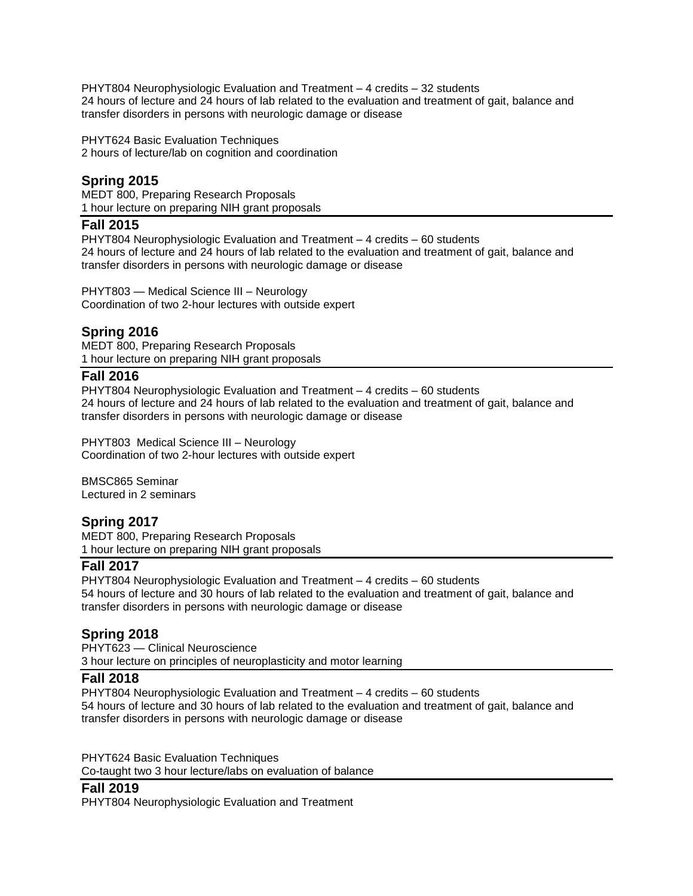PHYT804 Neurophysiologic Evaluation and Treatment – 4 credits – 32 students
24 hours of lecture and 24 hours of lab related to the evaluation and treatment of gait, balance and transfer disorders in persons with neurologic damage or disease

PHYT624 Basic Evaluation Techniques
2 hours of lecture/lab on cognition and coordination

## Spring 2015

MEDT 800, Preparing Research Proposals
1 hour lecture on preparing NIH grant proposals

## Fall 2015

PHYT804 Neurophysiologic Evaluation and Treatment – 4 credits – 60 students
24 hours of lecture and 24 hours of lab related to the evaluation and treatment of gait, balance and transfer disorders in persons with neurologic damage or disease

PHYT803 — Medical Science III – Neurology
Coordination of two 2-hour lectures with outside expert

## Spring 2016

MEDT 800, Preparing Research Proposals
1 hour lecture on preparing NIH grant proposals

## Fall 2016

PHYT804 Neurophysiologic Evaluation and Treatment – 4 credits – 60 students
24 hours of lecture and 24 hours of lab related to the evaluation and treatment of gait, balance and transfer disorders in persons with neurologic damage or disease

PHYT803 Medical Science III – Neurology
Coordination of two 2-hour lectures with outside expert

BMSC865 Seminar
Lectured in 2 seminars

## Spring 2017

MEDT 800, Preparing Research Proposals
1 hour lecture on preparing NIH grant proposals

## Fall 2017

PHYT804 Neurophysiologic Evaluation and Treatment – 4 credits – 60 students
54 hours of lecture and 30 hours of lab related to the evaluation and treatment of gait, balance and transfer disorders in persons with neurologic damage or disease

## Spring 2018

PHYT623 — Clinical Neuroscience
3 hour lecture on principles of neuroplasticity and motor learning

## Fall 2018

PHYT804 Neurophysiologic Evaluation and Treatment – 4 credits – 60 students
54 hours of lecture and 30 hours of lab related to the evaluation and treatment of gait, balance and transfer disorders in persons with neurologic damage or disease

PHYT624 Basic Evaluation Techniques
Co-taught two 3 hour lecture/labs on evaluation of balance

## Fall 2019

PHYT804 Neurophysiologic Evaluation and Treatment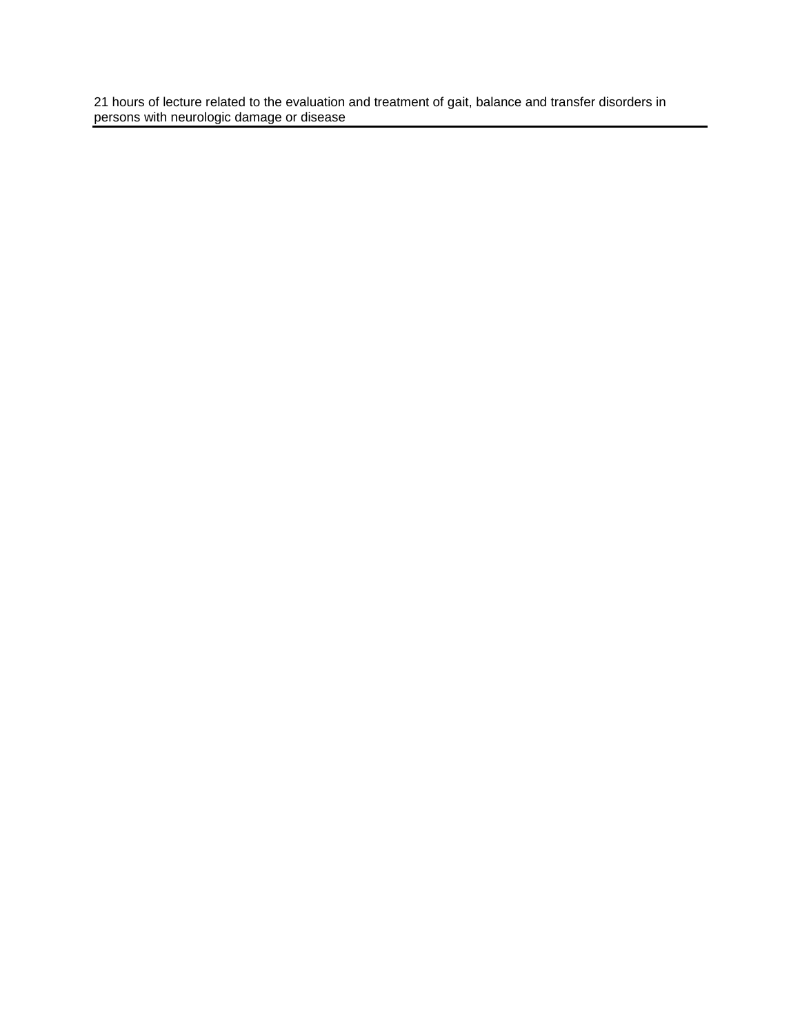21 hours of lecture related to the evaluation and treatment of gait, balance and transfer disorders in persons with neurologic damage or disease